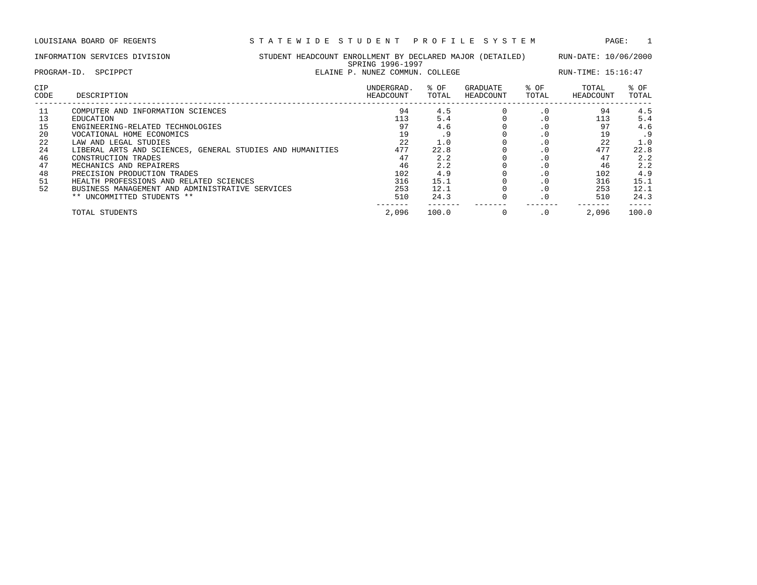LOUISIANA BOARD OF REGENTS — STATEWIDE STUDENT PROFILE SYSTEM

INFORMATION SERVICES DIVISION — STUDENT HEADCOUNT ENROLLMENT BY DECLARED MAJOR (DETAILED) — RUN-DATE: 10/06/2000

SPRING 1996-1997

PROGRAM-ID. SPCIPPCT — ELAINE P. NUNEZ COMMUN. COLLEGE — RUN-TIME: 15:16:47

| CIP CODE | DESCRIPTION | UNDERGRAD. HEADCOUNT | % OF TOTAL | GRADUATE HEADCOUNT | % OF TOTAL | TOTAL HEADCOUNT | % OF TOTAL |
|---|---|---|---|---|---|---|---|
| 11 | COMPUTER AND INFORMATION SCIENCES | 94 | 4.5 | 0 | .0 | 94 | 4.5 |
| 13 | EDUCATION | 113 | 5.4 | 0 | .0 | 113 | 5.4 |
| 15 | ENGINEERING-RELATED TECHNOLOGIES | 97 | 4.6 | 0 | .0 | 97 | 4.6 |
| 20 | VOCATIONAL HOME ECONOMICS | 19 | .9 | 0 | .0 | 19 | .9 |
| 22 | LAW AND LEGAL STUDIES | 22 | 1.0 | 0 | .0 | 22 | 1.0 |
| 24 | LIBERAL ARTS AND SCIENCES, GENERAL STUDIES AND HUMANITIES | 477 | 22.8 | 0 | .0 | 477 | 22.8 |
| 46 | CONSTRUCTION TRADES | 47 | 2.2 | 0 | .0 | 47 | 2.2 |
| 47 | MECHANICS AND REPAIRERS | 46 | 2.2 | 0 | .0 | 46 | 2.2 |
| 48 | PRECISION PRODUCTION TRADES | 102 | 4.9 | 0 | .0 | 102 | 4.9 |
| 51 | HEALTH PROFESSIONS AND RELATED SCIENCES | 316 | 15.1 | 0 | .0 | 316 | 15.1 |
| 52 | BUSINESS MANAGEMENT AND ADMINISTRATIVE SERVICES | 253 | 12.1 | 0 | .0 | 253 | 12.1 |
| | ** UNCOMMITTED STUDENTS ** | 510 | 24.3 | 0 | .0 | 510 | 24.3 |
| | TOTAL STUDENTS | 2,096 | 100.0 | 0 | .0 | 2,096 | 100.0 |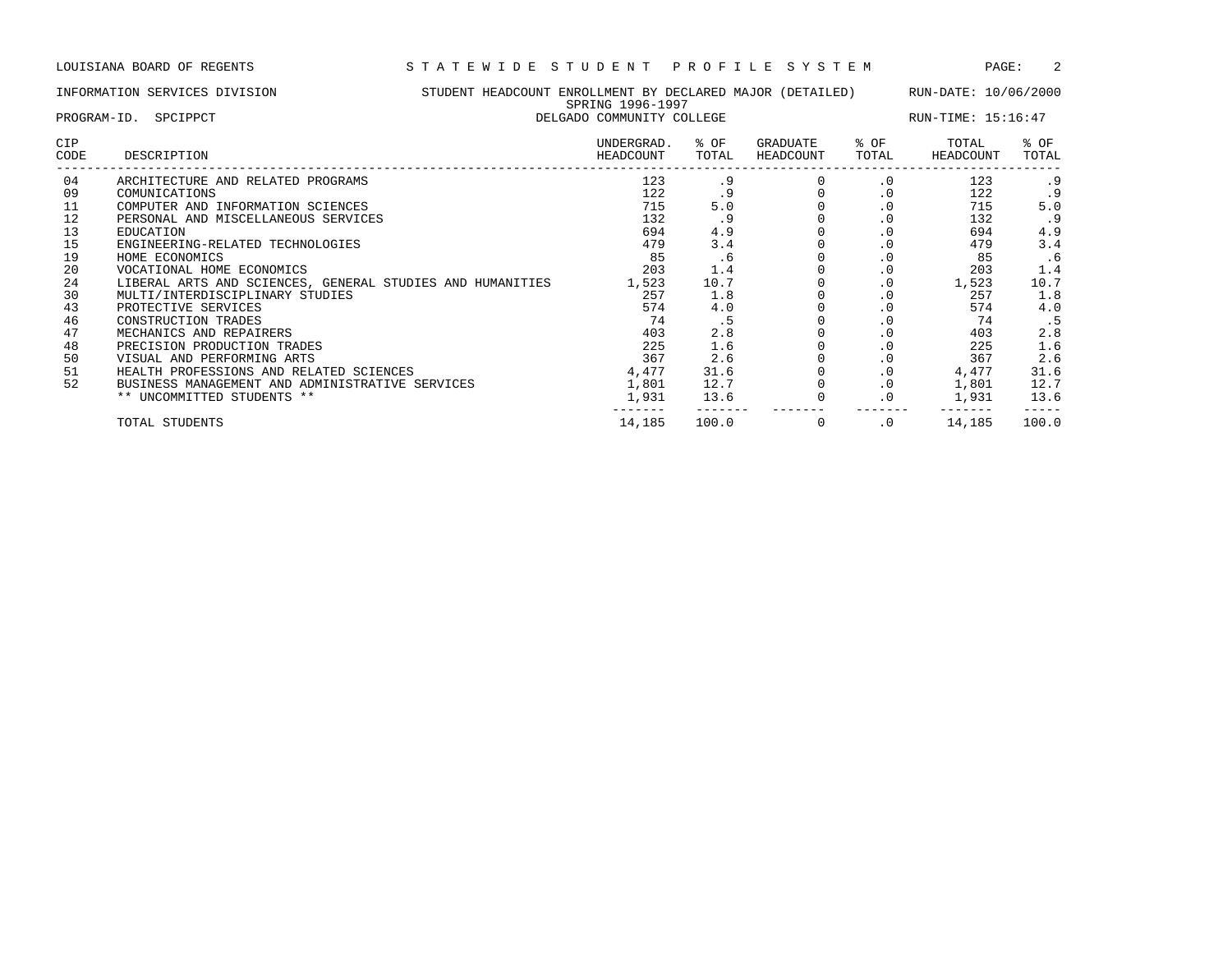LOUISIANA BOARD OF REGENTS — STATEWIDE STUDENT PROFILE SYSTEM

INFORMATION SERVICES DIVISION — STUDENT HEADCOUNT ENROLLMENT BY DECLARED MAJOR (DETAILED) — RUN-DATE: 10/06/2000

SPRING 1996-1997

PROGRAM-ID. SPCIPPCT — DELGADO COMMUNITY COLLEGE — RUN-TIME: 15:16:47

| CIP CODE | DESCRIPTION | UNDERGRAD. HEADCOUNT | % OF TOTAL | GRADUATE HEADCOUNT | % OF TOTAL | TOTAL HEADCOUNT | % OF TOTAL |
|---|---|---|---|---|---|---|---|
| 04 | ARCHITECTURE AND RELATED PROGRAMS | 123 | .9 | 0 | .0 | 123 | .9 |
| 09 | COMUNICATIONS | 122 | .9 | 0 | .0 | 122 | .9 |
| 11 | COMPUTER AND INFORMATION SCIENCES | 715 | 5.0 | 0 | .0 | 715 | 5.0 |
| 12 | PERSONAL AND MISCELLANEOUS SERVICES | 132 | .9 | 0 | .0 | 132 | .9 |
| 13 | EDUCATION | 694 | 4.9 | 0 | .0 | 694 | 4.9 |
| 15 | ENGINEERING-RELATED TECHNOLOGIES | 479 | 3.4 | 0 | .0 | 479 | 3.4 |
| 19 | HOME ECONOMICS | 85 | .6 | 0 | .0 | 85 | .6 |
| 20 | VOCATIONAL HOME ECONOMICS | 203 | 1.4 | 0 | .0 | 203 | 1.4 |
| 24 | LIBERAL ARTS AND SCIENCES, GENERAL STUDIES AND HUMANITIES | 1,523 | 10.7 | 0 | .0 | 1,523 | 10.7 |
| 30 | MULTI/INTERDISCIPLINARY STUDIES | 257 | 1.8 | 0 | .0 | 257 | 1.8 |
| 43 | PROTECTIVE SERVICES | 574 | 4.0 | 0 | .0 | 574 | 4.0 |
| 46 | CONSTRUCTION TRADES | 74 | .5 | 0 | .0 | 74 | .5 |
| 47 | MECHANICS AND REPAIRERS | 403 | 2.8 | 0 | .0 | 403 | 2.8 |
| 48 | PRECISION PRODUCTION TRADES | 225 | 1.6 | 0 | .0 | 225 | 1.6 |
| 50 | VISUAL AND PERFORMING ARTS | 367 | 2.6 | 0 | .0 | 367 | 2.6 |
| 51 | HEALTH PROFESSIONS AND RELATED SCIENCES | 4,477 | 31.6 | 0 | .0 | 4,477 | 31.6 |
| 52 | BUSINESS MANAGEMENT AND ADMINISTRATIVE SERVICES | 1,801 | 12.7 | 0 | .0 | 1,801 | 12.7 |
| | ** UNCOMMITTED STUDENTS ** | 1,931 | 13.6 | 0 | .0 | 1,931 | 13.6 |
| | TOTAL STUDENTS | 14,185 | 100.0 | 0 | .0 | 14,185 | 100.0 |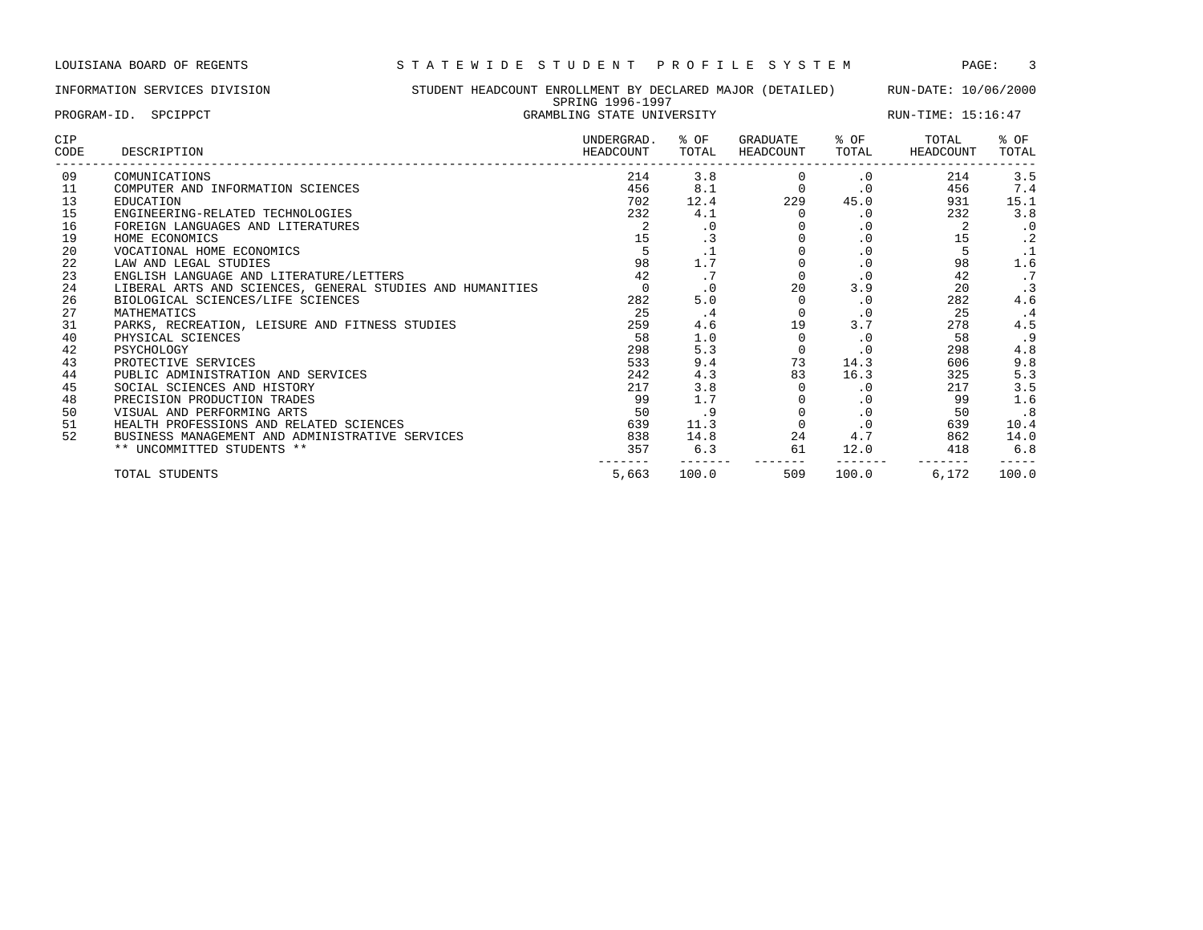LOUISIANA BOARD OF REGENTS — STATEWIDE STUDENT PROFILE SYSTEM

INFORMATION SERVICES DIVISION — STUDENT HEADCOUNT ENROLLMENT BY DECLARED MAJOR (DETAILED) — RUN-DATE: 10/06/2000

SPRING 1996-1997

PROGRAM-ID. SPCIPPCT — GRAMBLING STATE UNIVERSITY — RUN-TIME: 15:16:47

| CIP CODE | DESCRIPTION | UNDERGRAD. HEADCOUNT | % OF TOTAL | GRADUATE HEADCOUNT | % OF TOTAL | TOTAL HEADCOUNT | % OF TOTAL |
|---|---|---|---|---|---|---|---|
| 09 | COMUNICATIONS | 214 | 3.8 | 0 | .0 | 214 | 3.5 |
| 11 | COMPUTER AND INFORMATION SCIENCES | 456 | 8.1 | 0 | .0 | 456 | 7.4 |
| 13 | EDUCATION | 702 | 12.4 | 229 | 45.0 | 931 | 15.1 |
| 15 | ENGINEERING-RELATED TECHNOLOGIES | 232 | 4.1 | 0 | .0 | 232 | 3.8 |
| 16 | FOREIGN LANGUAGES AND LITERATURES | 2 | .0 | 0 | .0 | 2 | .0 |
| 19 | HOME ECONOMICS | 15 | .3 | 0 | .0 | 15 | .2 |
| 20 | VOCATIONAL HOME ECONOMICS | 5 | .1 | 0 | .0 | 5 | .1 |
| 22 | LAW AND LEGAL STUDIES | 98 | 1.7 | 0 | .0 | 98 | 1.6 |
| 23 | ENGLISH LANGUAGE AND LITERATURE/LETTERS | 42 | .7 | 0 | .0 | 42 | .7 |
| 24 | LIBERAL ARTS AND SCIENCES, GENERAL STUDIES AND HUMANITIES | 0 | .0 | 20 | 3.9 | 20 | .3 |
| 26 | BIOLOGICAL SCIENCES/LIFE SCIENCES | 282 | 5.0 | 0 | .0 | 282 | 4.6 |
| 27 | MATHEMATICS | 25 | .4 | 0 | .0 | 25 | .4 |
| 31 | PARKS, RECREATION, LEISURE AND FITNESS STUDIES | 259 | 4.6 | 19 | 3.7 | 278 | 4.5 |
| 40 | PHYSICAL SCIENCES | 58 | 1.0 | 0 | .0 | 58 | .9 |
| 42 | PSYCHOLOGY | 298 | 5.3 | 0 | .0 | 298 | 4.8 |
| 43 | PROTECTIVE SERVICES | 533 | 9.4 | 73 | 14.3 | 606 | 9.8 |
| 44 | PUBLIC ADMINISTRATION AND SERVICES | 242 | 4.3 | 83 | 16.3 | 325 | 5.3 |
| 45 | SOCIAL SCIENCES AND HISTORY | 217 | 3.8 | 0 | .0 | 217 | 3.5 |
| 48 | PRECISION PRODUCTION TRADES | 99 | 1.7 | 0 | .0 | 99 | 1.6 |
| 50 | VISUAL AND PERFORMING ARTS | 50 | .9 | 0 | .0 | 50 | .8 |
| 51 | HEALTH PROFESSIONS AND RELATED SCIENCES | 639 | 11.3 | 0 | .0 | 639 | 10.4 |
| 52 | BUSINESS MANAGEMENT AND ADMINISTRATIVE SERVICES | 838 | 14.8 | 24 | 4.7 | 862 | 14.0 |
| | ** UNCOMMITTED STUDENTS ** | 357 | 6.3 | 61 | 12.0 | 418 | 6.8 |
| | TOTAL STUDENTS | 5,663 | 100.0 | 509 | 100.0 | 6,172 | 100.0 |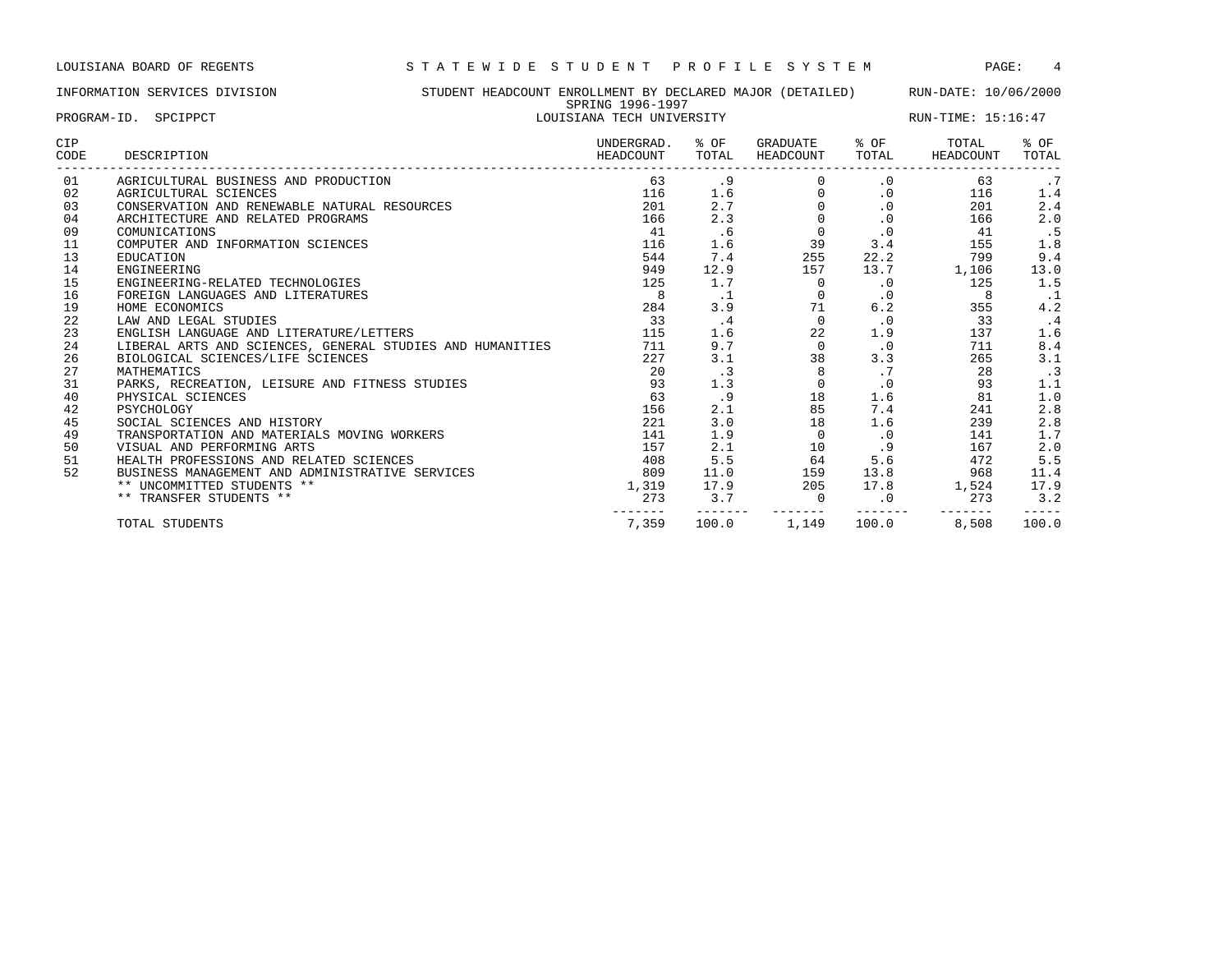LOUISIANA BOARD OF REGENTS — STATEWIDE STUDENT PROFILE SYSTEM

INFORMATION SERVICES DIVISION — STUDENT HEADCOUNT ENROLLMENT BY DECLARED MAJOR (DETAILED) — RUN-DATE: 10/06/2000

SPRING 1996-1997

PROGRAM-ID. SPCIPPCT — LOUISIANA TECH UNIVERSITY — RUN-TIME: 15:16:47

| CIP CODE | DESCRIPTION | UNDERGRAD. HEADCOUNT | % OF TOTAL | GRADUATE HEADCOUNT | % OF TOTAL | TOTAL HEADCOUNT | % OF TOTAL |
|---|---|---|---|---|---|---|---|
| 01 | AGRICULTURAL BUSINESS AND PRODUCTION | 63 | .9 | 0 | .0 | 63 | .7 |
| 02 | AGRICULTURAL SCIENCES | 116 | 1.6 | 0 | .0 | 116 | 1.4 |
| 03 | CONSERVATION AND RENEWABLE NATURAL RESOURCES | 201 | 2.7 | 0 | .0 | 201 | 2.4 |
| 04 | ARCHITECTURE AND RELATED PROGRAMS | 166 | 2.3 | 0 | .0 | 166 | 2.0 |
| 09 | COMUNICATIONS | 41 | .6 | 0 | .0 | 41 | .5 |
| 11 | COMPUTER AND INFORMATION SCIENCES | 116 | 1.6 | 39 | 3.4 | 155 | 1.8 |
| 13 | EDUCATION | 544 | 7.4 | 255 | 22.2 | 799 | 9.4 |
| 14 | ENGINEERING | 949 | 12.9 | 157 | 13.7 | 1,106 | 13.0 |
| 15 | ENGINEERING-RELATED TECHNOLOGIES | 125 | 1.7 | 0 | .0 | 125 | 1.5 |
| 16 | FOREIGN LANGUAGES AND LITERATURES | 8 | .1 | 0 | .0 | 8 | .1 |
| 19 | HOME ECONOMICS | 284 | 3.9 | 71 | 6.2 | 355 | 4.2 |
| 22 | LAW AND LEGAL STUDIES | 33 | .4 | 0 | .0 | 33 | .4 |
| 23 | ENGLISH LANGUAGE AND LITERATURE/LETTERS | 115 | 1.6 | 22 | 1.9 | 137 | 1.6 |
| 24 | LIBERAL ARTS AND SCIENCES, GENERAL STUDIES AND HUMANITIES | 711 | 9.7 | 0 | .0 | 711 | 8.4 |
| 26 | BIOLOGICAL SCIENCES/LIFE SCIENCES | 227 | 3.1 | 38 | 3.3 | 265 | 3.1 |
| 27 | MATHEMATICS | 20 | .3 | 8 | .7 | 28 | .3 |
| 31 | PARKS, RECREATION, LEISURE AND FITNESS STUDIES | 93 | 1.3 | 0 | .0 | 93 | 1.1 |
| 40 | PHYSICAL SCIENCES | 63 | .9 | 18 | 1.6 | 81 | 1.0 |
| 42 | PSYCHOLOGY | 156 | 2.1 | 85 | 7.4 | 241 | 2.8 |
| 45 | SOCIAL SCIENCES AND HISTORY | 221 | 3.0 | 18 | 1.6 | 239 | 2.8 |
| 49 | TRANSPORTATION AND MATERIALS MOVING WORKERS | 141 | 1.9 | 0 | .0 | 141 | 1.7 |
| 50 | VISUAL AND PERFORMING ARTS | 157 | 2.1 | 10 | .9 | 167 | 2.0 |
| 51 | HEALTH PROFESSIONS AND RELATED SCIENCES | 408 | 5.5 | 64 | 5.6 | 472 | 5.5 |
| 52 | BUSINESS MANAGEMENT AND ADMINISTRATIVE SERVICES | 809 | 11.0 | 159 | 13.8 | 968 | 11.4 |
| | ** UNCOMMITTED STUDENTS ** | 1,319 | 17.9 | 205 | 17.8 | 1,524 | 17.9 |
| | ** TRANSFER STUDENTS ** | 273 | 3.7 | 0 | .0 | 273 | 3.2 |
| | TOTAL STUDENTS | 7,359 | 100.0 | 1,149 | 100.0 | 8,508 | 100.0 |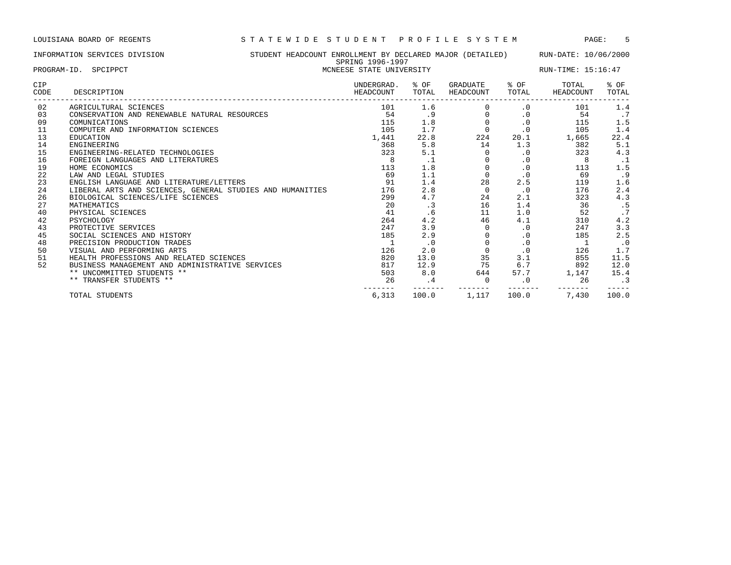LOUISIANA BOARD OF REGENTS — STATEWIDE STUDENT PROFILE SYSTEM

INFORMATION SERVICES DIVISION — STUDENT HEADCOUNT ENROLLMENT BY DECLARED MAJOR (DETAILED) — RUN-DATE: 10/06/2000

SPRING 1996-1997

PROGRAM-ID. SPCIPPCT — MCNEESE STATE UNIVERSITY — RUN-TIME: 15:16:47

| CIP CODE | DESCRIPTION | UNDERGRAD. HEADCOUNT | % OF TOTAL | GRADUATE HEADCOUNT | % OF TOTAL | TOTAL HEADCOUNT | % OF TOTAL |
|---|---|---|---|---|---|---|---|
| 02 | AGRICULTURAL SCIENCES | 101 | 1.6 | 0 | .0 | 101 | 1.4 |
| 03 | CONSERVATION AND RENEWABLE NATURAL RESOURCES | 54 | .9 | 0 | .0 | 54 | .7 |
| 09 | COMUNICATIONS | 115 | 1.8 | 0 | .0 | 115 | 1.5 |
| 11 | COMPUTER AND INFORMATION SCIENCES | 105 | 1.7 | 0 | .0 | 105 | 1.4 |
| 13 | EDUCATION | 1,441 | 22.8 | 224 | 20.1 | 1,665 | 22.4 |
| 14 | ENGINEERING | 368 | 5.8 | 14 | 1.3 | 382 | 5.1 |
| 15 | ENGINEERING-RELATED TECHNOLOGIES | 323 | 5.1 | 0 | .0 | 323 | 4.3 |
| 16 | FOREIGN LANGUAGES AND LITERATURES | 8 | .1 | 0 | .0 | 8 | .1 |
| 19 | HOME ECONOMICS | 113 | 1.8 | 0 | .0 | 113 | 1.5 |
| 22 | LAW AND LEGAL STUDIES | 69 | 1.1 | 0 | .0 | 69 | .9 |
| 23 | ENGLISH LANGUAGE AND LITERATURE/LETTERS | 91 | 1.4 | 28 | 2.5 | 119 | 1.6 |
| 24 | LIBERAL ARTS AND SCIENCES, GENERAL STUDIES AND HUMANITIES | 176 | 2.8 | 0 | .0 | 176 | 2.4 |
| 26 | BIOLOGICAL SCIENCES/LIFE SCIENCES | 299 | 4.7 | 24 | 2.1 | 323 | 4.3 |
| 27 | MATHEMATICS | 20 | .3 | 16 | 1.4 | 36 | .5 |
| 40 | PHYSICAL SCIENCES | 41 | .6 | 11 | 1.0 | 52 | .7 |
| 42 | PSYCHOLOGY | 264 | 4.2 | 46 | 4.1 | 310 | 4.2 |
| 43 | PROTECTIVE SERVICES | 247 | 3.9 | 0 | .0 | 247 | 3.3 |
| 45 | SOCIAL SCIENCES AND HISTORY | 185 | 2.9 | 0 | .0 | 185 | 2.5 |
| 48 | PRECISION PRODUCTION TRADES | 1 | .0 | 0 | .0 | 1 | .0 |
| 50 | VISUAL AND PERFORMING ARTS | 126 | 2.0 | 0 | .0 | 126 | 1.7 |
| 51 | HEALTH PROFESSIONS AND RELATED SCIENCES | 820 | 13.0 | 35 | 3.1 | 855 | 11.5 |
| 52 | BUSINESS MANAGEMENT AND ADMINISTRATIVE SERVICES | 817 | 12.9 | 75 | 6.7 | 892 | 12.0 |
| | ** UNCOMMITTED STUDENTS ** | 503 | 8.0 | 644 | 57.7 | 1,147 | 15.4 |
| | ** TRANSFER STUDENTS ** | 26 | .4 | 0 | .0 | 26 | .3 |
| | TOTAL STUDENTS | 6,313 | 100.0 | 1,117 | 100.0 | 7,430 | 100.0 |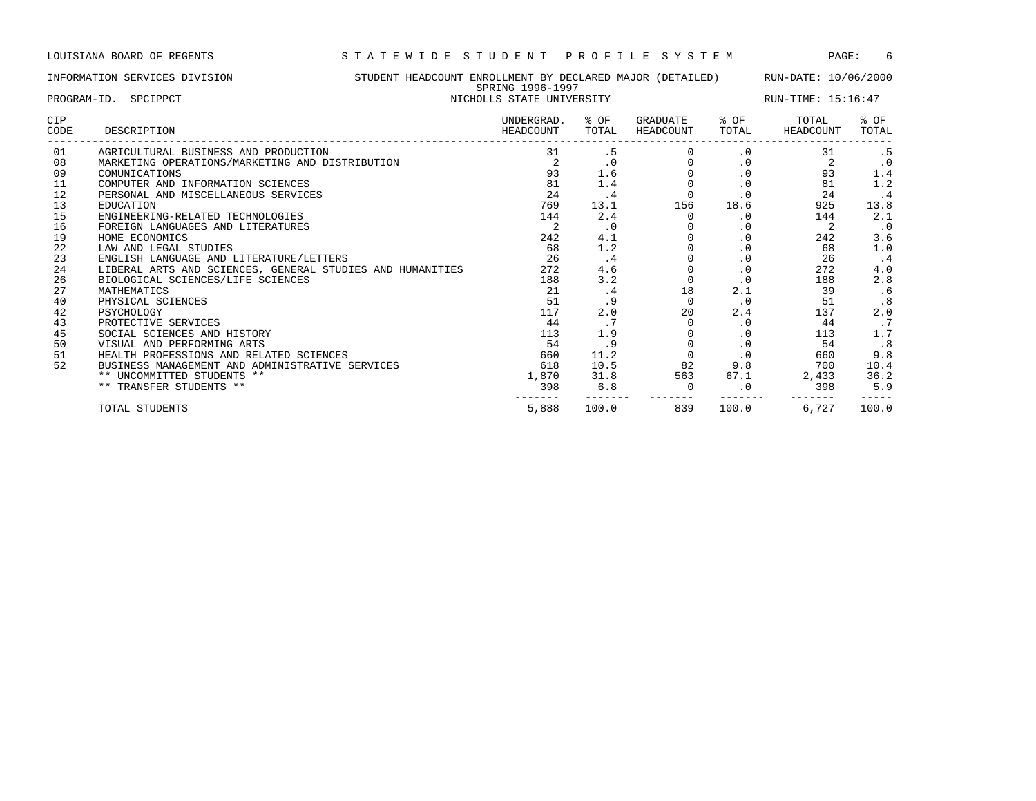LOUISIANA BOARD OF REGENTS — STATEWIDE STUDENT PROFILE SYSTEM

INFORMATION SERVICES DIVISION — STUDENT HEADCOUNT ENROLLMENT BY DECLARED MAJOR (DETAILED) — RUN-DATE: 10/06/2000

SPRING 1996-1997

PROGRAM-ID. SPCIPPCT — NICHOLLS STATE UNIVERSITY — RUN-TIME: 15:16:47

| CIP CODE | DESCRIPTION | UNDERGRAD. HEADCOUNT | % OF TOTAL | GRADUATE HEADCOUNT | % OF TOTAL | TOTAL HEADCOUNT | % OF TOTAL |
|---|---|---|---|---|---|---|---|
| 01 | AGRICULTURAL BUSINESS AND PRODUCTION | 31 | .5 | 0 | .0 | 31 | .5 |
| 08 | MARKETING OPERATIONS/MARKETING AND DISTRIBUTION | 2 | .0 | 0 | .0 | 2 | .0 |
| 09 | COMUNICATIONS | 93 | 1.6 | 0 | .0 | 93 | 1.4 |
| 11 | COMPUTER AND INFORMATION SCIENCES | 81 | 1.4 | 0 | .0 | 81 | 1.2 |
| 12 | PERSONAL AND MISCELLANEOUS SERVICES | 24 | .4 | 0 | .0 | 24 | .4 |
| 13 | EDUCATION | 769 | 13.1 | 156 | 18.6 | 925 | 13.8 |
| 15 | ENGINEERING-RELATED TECHNOLOGIES | 144 | 2.4 | 0 | .0 | 144 | 2.1 |
| 16 | FOREIGN LANGUAGES AND LITERATURES | 2 | .0 | 0 | .0 | 2 | .0 |
| 19 | HOME ECONOMICS | 242 | 4.1 | 0 | .0 | 242 | 3.6 |
| 22 | LAW AND LEGAL STUDIES | 68 | 1.2 | 0 | .0 | 68 | 1.0 |
| 23 | ENGLISH LANGUAGE AND LITERATURE/LETTERS | 26 | .4 | 0 | .0 | 26 | .4 |
| 24 | LIBERAL ARTS AND SCIENCES, GENERAL STUDIES AND HUMANITIES | 272 | 4.6 | 0 | .0 | 272 | 4.0 |
| 26 | BIOLOGICAL SCIENCES/LIFE SCIENCES | 188 | 3.2 | 0 | .0 | 188 | 2.8 |
| 27 | MATHEMATICS | 21 | .4 | 18 | 2.1 | 39 | .6 |
| 40 | PHYSICAL SCIENCES | 51 | .9 | 0 | .0 | 51 | .8 |
| 42 | PSYCHOLOGY | 117 | 2.0 | 20 | 2.4 | 137 | 2.0 |
| 43 | PROTECTIVE SERVICES | 44 | .7 | 0 | .0 | 44 | .7 |
| 45 | SOCIAL SCIENCES AND HISTORY | 113 | 1.9 | 0 | .0 | 113 | 1.7 |
| 50 | VISUAL AND PERFORMING ARTS | 54 | .9 | 0 | .0 | 54 | .8 |
| 51 | HEALTH PROFESSIONS AND RELATED SCIENCES | 660 | 11.2 | 0 | .0 | 660 | 9.8 |
| 52 | BUSINESS MANAGEMENT AND ADMINISTRATIVE SERVICES | 618 | 10.5 | 82 | 9.8 | 700 | 10.4 |
| | ** UNCOMMITTED STUDENTS ** | 1,870 | 31.8 | 563 | 67.1 | 2,433 | 36.2 |
| | ** TRANSFER STUDENTS ** | 398 | 6.8 | 0 | .0 | 398 | 5.9 |
| | TOTAL STUDENTS | 5,888 | 100.0 | 839 | 100.0 | 6,727 | 100.0 |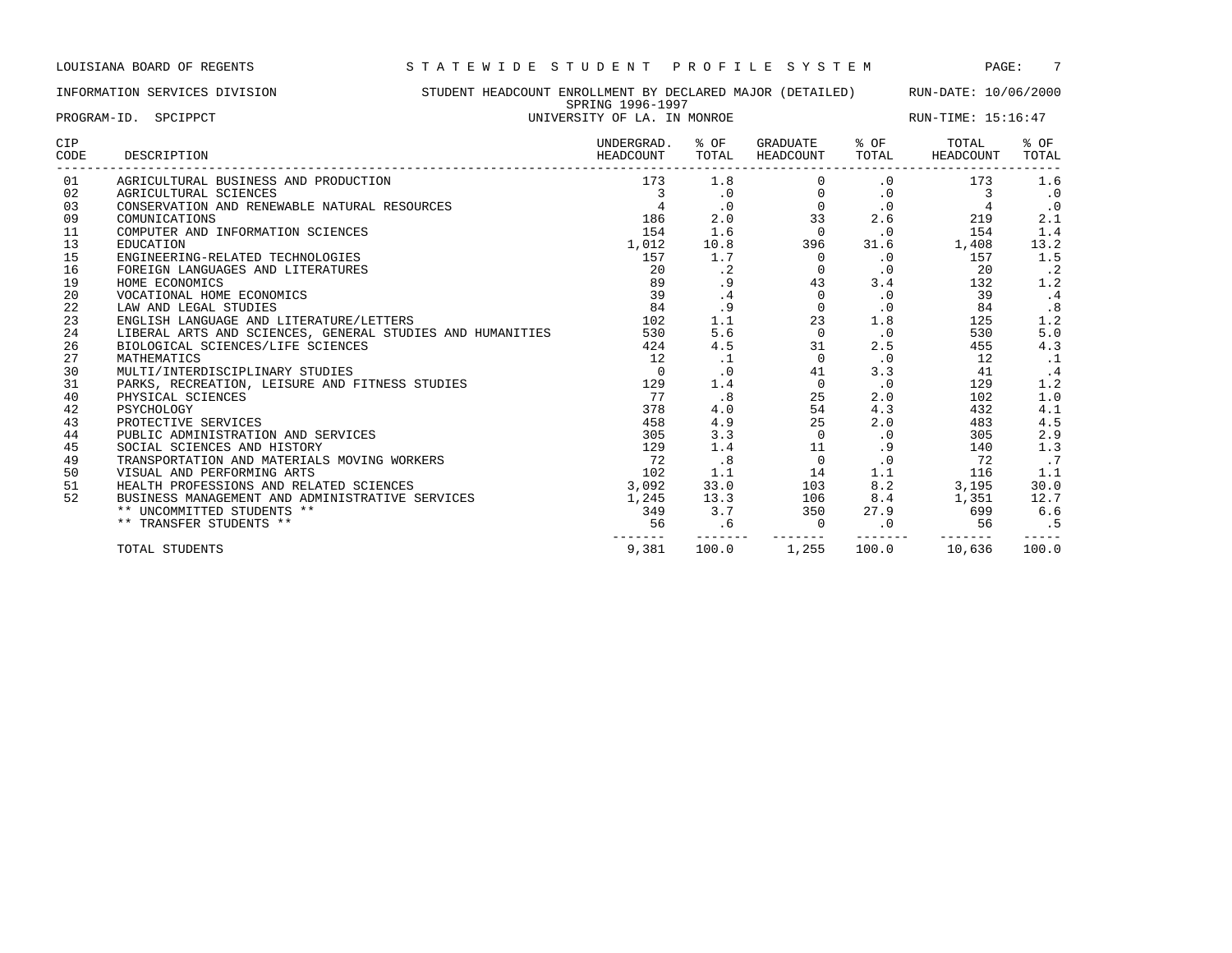LOUISIANA BOARD OF REGENTS — STATEWIDE STUDENT PROFILE SYSTEM

INFORMATION SERVICES DIVISION — STUDENT HEADCOUNT ENROLLMENT BY DECLARED MAJOR (DETAILED) — RUN-DATE: 10/06/2000

SPRING 1996-1997

PROGRAM-ID. SPCIPPCT — UNIVERSITY OF LA. IN MONROE — RUN-TIME: 15:16:47

| CIP CODE | DESCRIPTION | UNDERGRAD. HEADCOUNT | % OF TOTAL | GRADUATE HEADCOUNT | % OF TOTAL | TOTAL HEADCOUNT | % OF TOTAL |
|---|---|---|---|---|---|---|---|
| 01 | AGRICULTURAL BUSINESS AND PRODUCTION | 173 | 1.8 | 0 | .0 | 173 | 1.6 |
| 02 | AGRICULTURAL SCIENCES | 3 | .0 | 0 | .0 | 3 | .0 |
| 03 | CONSERVATION AND RENEWABLE NATURAL RESOURCES | 4 | .0 | 0 | .0 | 4 | .0 |
| 09 | COMUNICATIONS | 186 | 2.0 | 33 | 2.6 | 219 | 2.1 |
| 11 | COMPUTER AND INFORMATION SCIENCES | 154 | 1.6 | 0 | .0 | 154 | 1.4 |
| 13 | EDUCATION | 1,012 | 10.8 | 396 | 31.6 | 1,408 | 13.2 |
| 15 | ENGINEERING-RELATED TECHNOLOGIES | 157 | 1.7 | 0 | .0 | 157 | 1.5 |
| 16 | FOREIGN LANGUAGES AND LITERATURES | 20 | .2 | 0 | .0 | 20 | .2 |
| 19 | HOME ECONOMICS | 89 | .9 | 43 | 3.4 | 132 | 1.2 |
| 20 | VOCATIONAL HOME ECONOMICS | 39 | .4 | 0 | .0 | 39 | .4 |
| 22 | LAW AND LEGAL STUDIES | 84 | .9 | 0 | .0 | 84 | .8 |
| 23 | ENGLISH LANGUAGE AND LITERATURE/LETTERS | 102 | 1.1 | 23 | 1.8 | 125 | 1.2 |
| 24 | LIBERAL ARTS AND SCIENCES, GENERAL STUDIES AND HUMANITIES | 530 | 5.6 | 0 | .0 | 530 | 5.0 |
| 26 | BIOLOGICAL SCIENCES/LIFE SCIENCES | 424 | 4.5 | 31 | 2.5 | 455 | 4.3 |
| 27 | MATHEMATICS | 12 | .1 | 0 | .0 | 12 | .1 |
| 30 | MULTI/INTERDISCIPLINARY STUDIES | 0 | .0 | 41 | 3.3 | 41 | .4 |
| 31 | PARKS, RECREATION, LEISURE AND FITNESS STUDIES | 129 | 1.4 | 0 | .0 | 129 | 1.2 |
| 40 | PHYSICAL SCIENCES | 77 | .8 | 25 | 2.0 | 102 | 1.0 |
| 42 | PSYCHOLOGY | 378 | 4.0 | 54 | 4.3 | 432 | 4.1 |
| 43 | PROTECTIVE SERVICES | 458 | 4.9 | 25 | 2.0 | 483 | 4.5 |
| 44 | PUBLIC ADMINISTRATION AND SERVICES | 305 | 3.3 | 0 | .0 | 305 | 2.9 |
| 45 | SOCIAL SCIENCES AND HISTORY | 129 | 1.4 | 11 | .9 | 140 | 1.3 |
| 49 | TRANSPORTATION AND MATERIALS MOVING WORKERS | 72 | .8 | 0 | .0 | 72 | .7 |
| 50 | VISUAL AND PERFORMING ARTS | 102 | 1.1 | 14 | 1.1 | 116 | 1.1 |
| 51 | HEALTH PROFESSIONS AND RELATED SCIENCES | 3,092 | 33.0 | 103 | 8.2 | 3,195 | 30.0 |
| 52 | BUSINESS MANAGEMENT AND ADMINISTRATIVE SERVICES | 1,245 | 13.3 | 106 | 8.4 | 1,351 | 12.7 |
| | ** UNCOMMITTED STUDENTS ** | 349 | 3.7 | 350 | 27.9 | 699 | 6.6 |
| | ** TRANSFER STUDENTS ** | 56 | .6 | 0 | .0 | 56 | .5 |
| | TOTAL STUDENTS | 9,381 | 100.0 | 1,255 | 100.0 | 10,636 | 100.0 |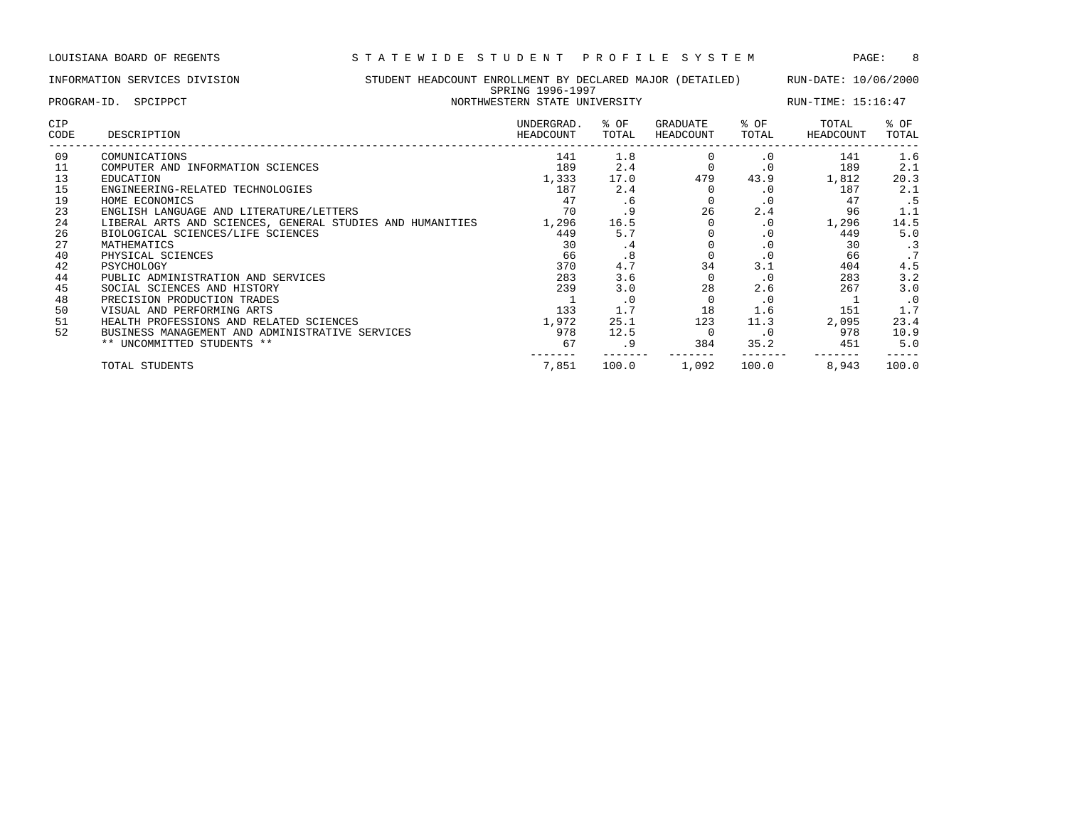LOUISIANA BOARD OF REGENTS — STATEWIDE STUDENT PROFILE SYSTEM

INFORMATION SERVICES DIVISION — STUDENT HEADCOUNT ENROLLMENT BY DECLARED MAJOR (DETAILED) — RUN-DATE: 10/06/2000

SPRING 1996-1997

PROGRAM-ID. SPCIPPCT — NORTHWESTERN STATE UNIVERSITY — RUN-TIME: 15:16:47

| CIP CODE | DESCRIPTION | UNDERGRAD. HEADCOUNT | % OF TOTAL | GRADUATE HEADCOUNT | % OF TOTAL | TOTAL HEADCOUNT | % OF TOTAL |
|---|---|---|---|---|---|---|---|
| 09 | COMUNICATIONS | 141 | 1.8 | 0 | .0 | 141 | 1.6 |
| 11 | COMPUTER AND INFORMATION SCIENCES | 189 | 2.4 | 0 | .0 | 189 | 2.1 |
| 13 | EDUCATION | 1,333 | 17.0 | 479 | 43.9 | 1,812 | 20.3 |
| 15 | ENGINEERING-RELATED TECHNOLOGIES | 187 | 2.4 | 0 | .0 | 187 | 2.1 |
| 19 | HOME ECONOMICS | 47 | .6 | 0 | .0 | 47 | .5 |
| 23 | ENGLISH LANGUAGE AND LITERATURE/LETTERS | 70 | .9 | 26 | 2.4 | 96 | 1.1 |
| 24 | LIBERAL ARTS AND SCIENCES, GENERAL STUDIES AND HUMANITIES | 1,296 | 16.5 | 0 | .0 | 1,296 | 14.5 |
| 26 | BIOLOGICAL SCIENCES/LIFE SCIENCES | 449 | 5.7 | 0 | .0 | 449 | 5.0 |
| 27 | MATHEMATICS | 30 | .4 | 0 | .0 | 30 | .3 |
| 40 | PHYSICAL SCIENCES | 66 | .8 | 0 | .0 | 66 | .7 |
| 42 | PSYCHOLOGY | 370 | 4.7 | 34 | 3.1 | 404 | 4.5 |
| 44 | PUBLIC ADMINISTRATION AND SERVICES | 283 | 3.6 | 0 | .0 | 283 | 3.2 |
| 45 | SOCIAL SCIENCES AND HISTORY | 239 | 3.0 | 28 | 2.6 | 267 | 3.0 |
| 48 | PRECISION PRODUCTION TRADES | 1 | .0 | 0 | .0 | 1 | .0 |
| 50 | VISUAL AND PERFORMING ARTS | 133 | 1.7 | 18 | 1.6 | 151 | 1.7 |
| 51 | HEALTH PROFESSIONS AND RELATED SCIENCES | 1,972 | 25.1 | 123 | 11.3 | 2,095 | 23.4 |
| 52 | BUSINESS MANAGEMENT AND ADMINISTRATIVE SERVICES | 978 | 12.5 | 0 | .0 | 978 | 10.9 |
| | ** UNCOMMITTED STUDENTS ** | 67 | .9 | 384 | 35.2 | 451 | 5.0 |
| | TOTAL STUDENTS | 7,851 | 100.0 | 1,092 | 100.0 | 8,943 | 100.0 |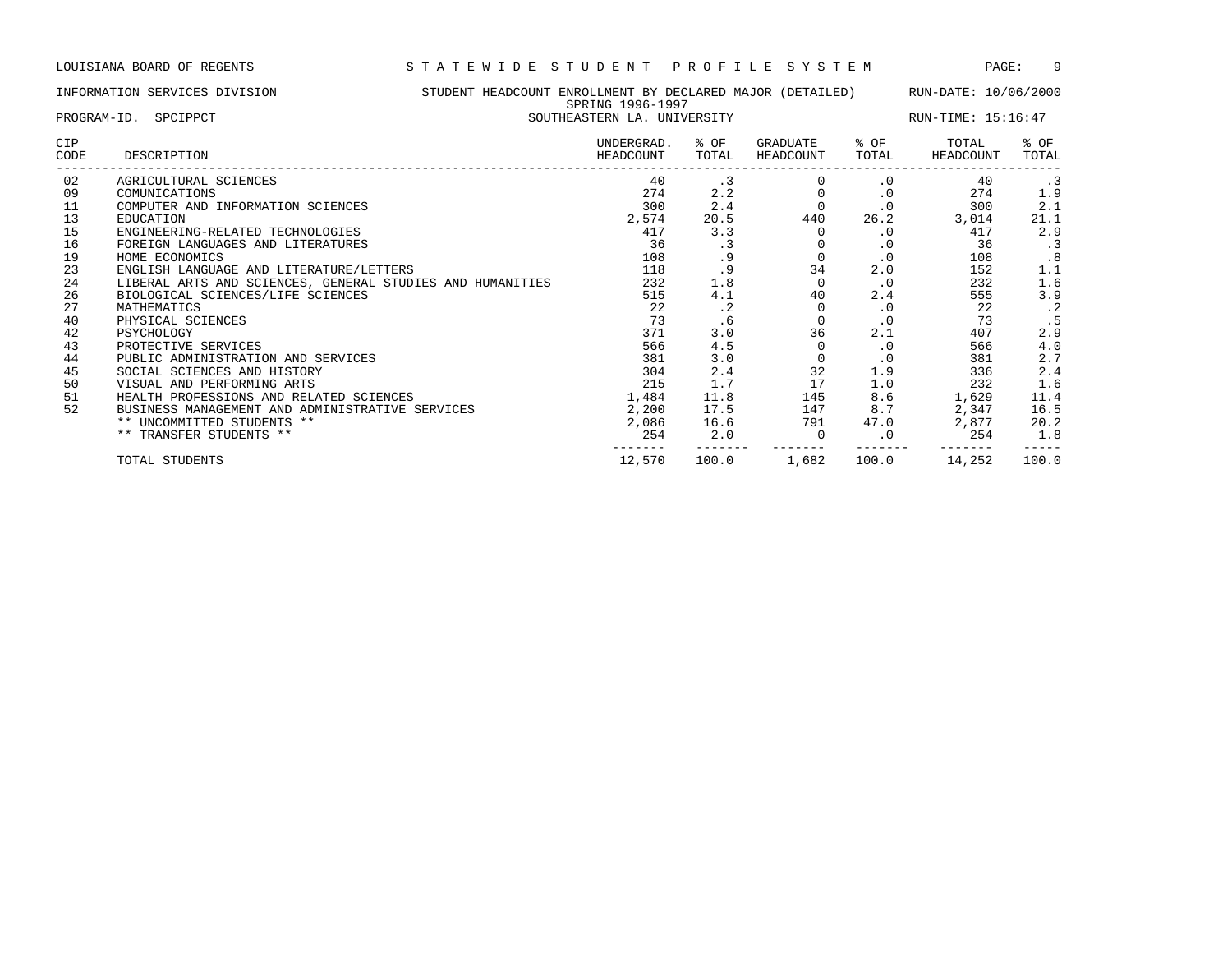LOUISIANA BOARD OF REGENTS — STATEWIDE STUDENT PROFILE SYSTEM

INFORMATION SERVICES DIVISION — STUDENT HEADCOUNT ENROLLMENT BY DECLARED MAJOR (DETAILED) — RUN-DATE: 10/06/2000

SPRING 1996-1997

PROGRAM-ID. SPCIPPCT — SOUTHEASTERN LA. UNIVERSITY — RUN-TIME: 15:16:47

| CIP CODE | DESCRIPTION | UNDERGRAD. HEADCOUNT | % OF TOTAL | GRADUATE HEADCOUNT | % OF TOTAL | TOTAL HEADCOUNT | % OF TOTAL |
|---|---|---|---|---|---|---|---|
| 02 | AGRICULTURAL SCIENCES | 40 | .3 | 0 | .0 | 40 | .3 |
| 09 | COMUNICATIONS | 274 | 2.2 | 0 | .0 | 274 | 1.9 |
| 11 | COMPUTER AND INFORMATION SCIENCES | 300 | 2.4 | 0 | .0 | 300 | 2.1 |
| 13 | EDUCATION | 2,574 | 20.5 | 440 | 26.2 | 3,014 | 21.1 |
| 15 | ENGINEERING-RELATED TECHNOLOGIES | 417 | 3.3 | 0 | .0 | 417 | 2.9 |
| 16 | FOREIGN LANGUAGES AND LITERATURES | 36 | .3 | 0 | .0 | 36 | .3 |
| 19 | HOME ECONOMICS | 108 | .9 | 0 | .0 | 108 | .8 |
| 23 | ENGLISH LANGUAGE AND LITERATURE/LETTERS | 118 | .9 | 34 | 2.0 | 152 | 1.1 |
| 24 | LIBERAL ARTS AND SCIENCES, GENERAL STUDIES AND HUMANITIES | 232 | 1.8 | 0 | .0 | 232 | 1.6 |
| 26 | BIOLOGICAL SCIENCES/LIFE SCIENCES | 515 | 4.1 | 40 | 2.4 | 555 | 3.9 |
| 27 | MATHEMATICS | 22 | .2 | 0 | .0 | 22 | .2 |
| 40 | PHYSICAL SCIENCES | 73 | .6 | 0 | .0 | 73 | .5 |
| 42 | PSYCHOLOGY | 371 | 3.0 | 36 | 2.1 | 407 | 2.9 |
| 43 | PROTECTIVE SERVICES | 566 | 4.5 | 0 | .0 | 566 | 4.0 |
| 44 | PUBLIC ADMINISTRATION AND SERVICES | 381 | 3.0 | 0 | .0 | 381 | 2.7 |
| 45 | SOCIAL SCIENCES AND HISTORY | 304 | 2.4 | 32 | 1.9 | 336 | 2.4 |
| 50 | VISUAL AND PERFORMING ARTS | 215 | 1.7 | 17 | 1.0 | 232 | 1.6 |
| 51 | HEALTH PROFESSIONS AND RELATED SCIENCES | 1,484 | 11.8 | 145 | 8.6 | 1,629 | 11.4 |
| 52 | BUSINESS MANAGEMENT AND ADMINISTRATIVE SERVICES | 2,200 | 17.5 | 147 | 8.7 | 2,347 | 16.5 |
| | ** UNCOMMITTED STUDENTS ** | 2,086 | 16.6 | 791 | 47.0 | 2,877 | 20.2 |
| | ** TRANSFER STUDENTS ** | 254 | 2.0 | 0 | .0 | 254 | 1.8 |
| | TOTAL STUDENTS | 12,570 | 100.0 | 1,682 | 100.0 | 14,252 | 100.0 |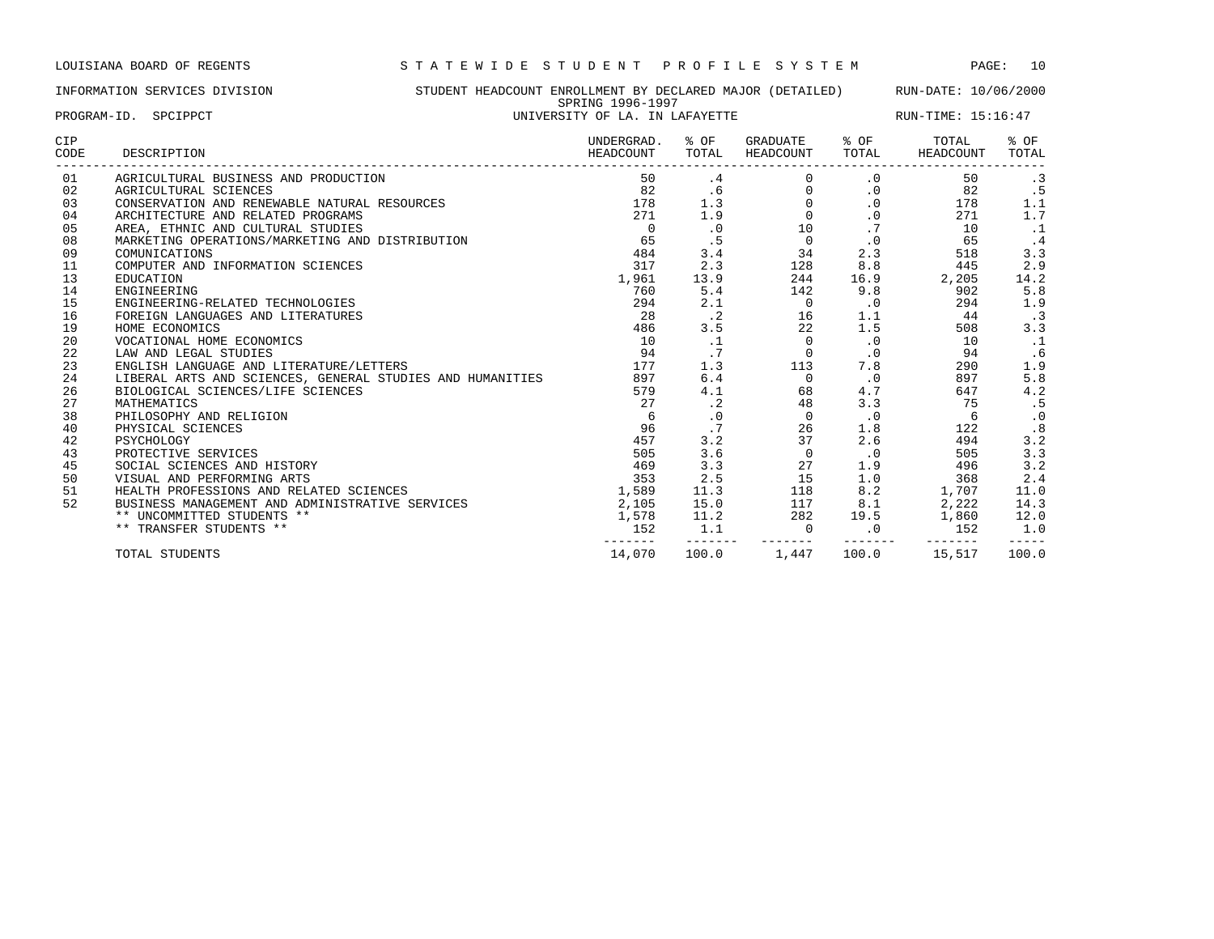LOUISIANA BOARD OF REGENTS — STATEWIDE STUDENT PROFILE SYSTEM

INFORMATION SERVICES DIVISION — STUDENT HEADCOUNT ENROLLMENT BY DECLARED MAJOR (DETAILED) — RUN-DATE: 10/06/2000

SPRING 1996-1997

PROGRAM-ID. SPCIPPCT — UNIVERSITY OF LA. IN LAFAYETTE — RUN-TIME: 15:16:47

| CIP CODE | DESCRIPTION | UNDERGRAD. HEADCOUNT | % OF TOTAL | GRADUATE HEADCOUNT | % OF TOTAL | TOTAL HEADCOUNT | % OF TOTAL |
|---|---|---|---|---|---|---|---|
| 01 | AGRICULTURAL BUSINESS AND PRODUCTION | 50 | .4 | 0 | .0 | 50 | .3 |
| 02 | AGRICULTURAL SCIENCES | 82 | .6 | 0 | .0 | 82 | .5 |
| 03 | CONSERVATION AND RENEWABLE NATURAL RESOURCES | 178 | 1.3 | 0 | .0 | 178 | 1.1 |
| 04 | ARCHITECTURE AND RELATED PROGRAMS | 271 | 1.9 | 0 | .0 | 271 | 1.7 |
| 05 | AREA, ETHNIC AND CULTURAL STUDIES | 0 | .0 | 10 | .7 | 10 | .1 |
| 08 | MARKETING OPERATIONS/MARKETING AND DISTRIBUTION | 65 | .5 | 0 | .0 | 65 | .4 |
| 09 | COMUNICATIONS | 484 | 3.4 | 34 | 2.3 | 518 | 3.3 |
| 11 | COMPUTER AND INFORMATION SCIENCES | 317 | 2.3 | 128 | 8.8 | 445 | 2.9 |
| 13 | EDUCATION | 1,961 | 13.9 | 244 | 16.9 | 2,205 | 14.2 |
| 14 | ENGINEERING | 760 | 5.4 | 142 | 9.8 | 902 | 5.8 |
| 15 | ENGINEERING-RELATED TECHNOLOGIES | 294 | 2.1 | 0 | .0 | 294 | 1.9 |
| 16 | FOREIGN LANGUAGES AND LITERATURES | 28 | .2 | 16 | 1.1 | 44 | .3 |
| 19 | HOME ECONOMICS | 486 | 3.5 | 22 | 1.5 | 508 | 3.3 |
| 20 | VOCATIONAL HOME ECONOMICS | 10 | .1 | 0 | .0 | 10 | .1 |
| 22 | LAW AND LEGAL STUDIES | 94 | .7 | 0 | .0 | 94 | .6 |
| 23 | ENGLISH LANGUAGE AND LITERATURE/LETTERS | 177 | 1.3 | 113 | 7.8 | 290 | 1.9 |
| 24 | LIBERAL ARTS AND SCIENCES, GENERAL STUDIES AND HUMANITIES | 897 | 6.4 | 0 | .0 | 897 | 5.8 |
| 26 | BIOLOGICAL SCIENCES/LIFE SCIENCES | 579 | 4.1 | 68 | 4.7 | 647 | 4.2 |
| 27 | MATHEMATICS | 27 | .2 | 48 | 3.3 | 75 | .5 |
| 38 | PHILOSOPHY AND RELIGION | 6 | .0 | 0 | .0 | 6 | .0 |
| 40 | PHYSICAL SCIENCES | 96 | .7 | 26 | 1.8 | 122 | .8 |
| 42 | PSYCHOLOGY | 457 | 3.2 | 37 | 2.6 | 494 | 3.2 |
| 43 | PROTECTIVE SERVICES | 505 | 3.6 | 0 | .0 | 505 | 3.3 |
| 45 | SOCIAL SCIENCES AND HISTORY | 469 | 3.3 | 27 | 1.9 | 496 | 3.2 |
| 50 | VISUAL AND PERFORMING ARTS | 353 | 2.5 | 15 | 1.0 | 368 | 2.4 |
| 51 | HEALTH PROFESSIONS AND RELATED SCIENCES | 1,589 | 11.3 | 118 | 8.2 | 1,707 | 11.0 |
| 52 | BUSINESS MANAGEMENT AND ADMINISTRATIVE SERVICES | 2,105 | 15.0 | 117 | 8.1 | 2,222 | 14.3 |
| | ** UNCOMMITTED STUDENTS ** | 1,578 | 11.2 | 282 | 19.5 | 1,860 | 12.0 |
| | ** TRANSFER STUDENTS ** | 152 | 1.1 | 0 | .0 | 152 | 1.0 |
| | TOTAL STUDENTS | 14,070 | 100.0 | 1,447 | 100.0 | 15,517 | 100.0 |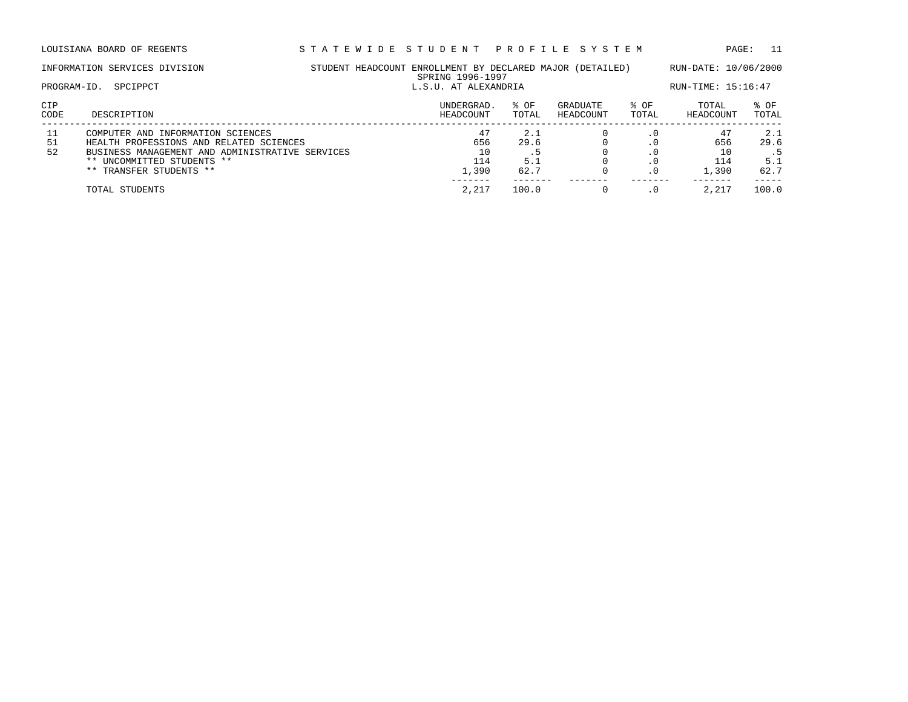LOUISIANA BOARD OF REGENTS — S T A T E W I D E   S T U D E N T   P R O F I L E   S Y S T E M

INFORMATION SERVICES DIVISION — STUDENT HEADCOUNT ENROLLMENT BY DECLARED MAJOR (DETAILED) — RUN-DATE: 10/06/2000

SPRING 1996-1997

PROGRAM-ID. SPCIPPCT — L.S.U. AT ALEXANDRIA — RUN-TIME: 15:16:47

| CIP CODE | DESCRIPTION | UNDERGRAD. HEADCOUNT | % OF TOTAL | GRADUATE HEADCOUNT | % OF TOTAL | TOTAL HEADCOUNT | % OF TOTAL |
|---|---|---|---|---|---|---|---|
| 11 | COMPUTER AND INFORMATION SCIENCES | 47 | 2.1 | 0 | .0 | 47 | 2.1 |
| 51 | HEALTH PROFESSIONS AND RELATED SCIENCES | 656 | 29.6 | 0 | .0 | 656 | 29.6 |
| 52 | BUSINESS MANAGEMENT AND ADMINISTRATIVE SERVICES | 10 | .5 | 0 | .0 | 10 | .5 |
| | ** UNCOMMITTED STUDENTS ** | 114 | 5.1 | 0 | .0 | 114 | 5.1 |
| | ** TRANSFER STUDENTS ** | 1,390 | 62.7 | 0 | .0 | 1,390 | 62.7 |
| | TOTAL STUDENTS | 2,217 | 100.0 | 0 | .0 | 2,217 | 100.0 |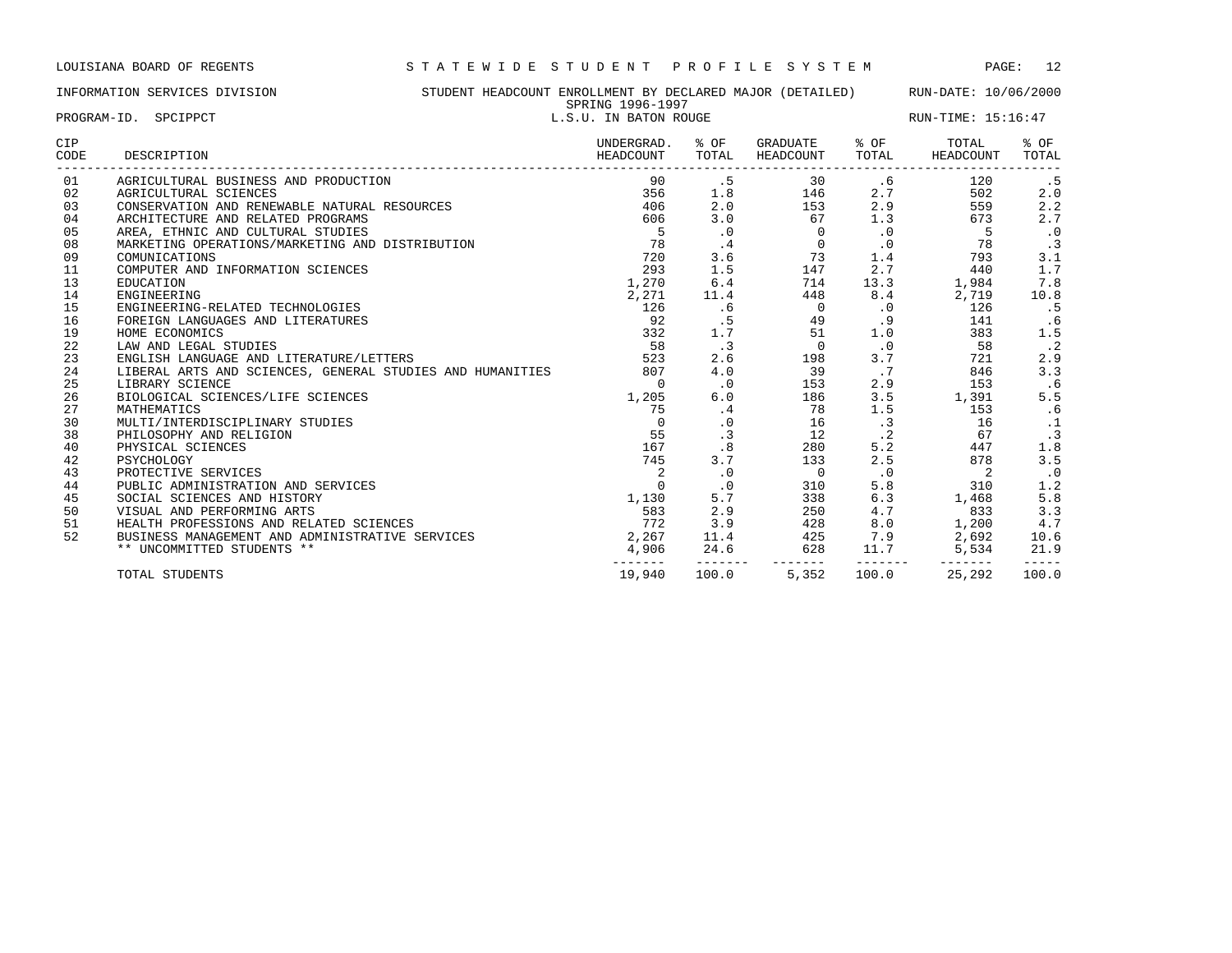LOUISIANA BOARD OF REGENTS — STATEWIDE STUDENT PROFILE SYSTEM

INFORMATION SERVICES DIVISION — STUDENT HEADCOUNT ENROLLMENT BY DECLARED MAJOR (DETAILED) — RUN-DATE: 10/06/2000

SPRING 1996-1997

PROGRAM-ID. SPCIPPCT — L.S.U. IN BATON ROUGE — RUN-TIME: 15:16:47

| CIP CODE | DESCRIPTION | UNDERGRAD. HEADCOUNT | % OF TOTAL | GRADUATE HEADCOUNT | % OF TOTAL | TOTAL HEADCOUNT | % OF TOTAL |
|---|---|---|---|---|---|---|---|
| 01 | AGRICULTURAL BUSINESS AND PRODUCTION | 90 | .5 | 30 | .6 | 120 | .5 |
| 02 | AGRICULTURAL SCIENCES | 356 | 1.8 | 146 | 2.7 | 502 | 2.0 |
| 03 | CONSERVATION AND RENEWABLE NATURAL RESOURCES | 406 | 2.0 | 153 | 2.9 | 559 | 2.2 |
| 04 | ARCHITECTURE AND RELATED PROGRAMS | 606 | 3.0 | 67 | 1.3 | 673 | 2.7 |
| 05 | AREA, ETHNIC AND CULTURAL STUDIES | 5 | .0 | 0 | .0 | 5 | .0 |
| 08 | MARKETING OPERATIONS/MARKETING AND DISTRIBUTION | 78 | .4 | 0 | .0 | 78 | .3 |
| 09 | COMUNICATIONS | 720 | 3.6 | 73 | 1.4 | 793 | 3.1 |
| 11 | COMPUTER AND INFORMATION SCIENCES | 293 | 1.5 | 147 | 2.7 | 440 | 1.7 |
| 13 | EDUCATION | 1,270 | 6.4 | 714 | 13.3 | 1,984 | 7.8 |
| 14 | ENGINEERING | 2,271 | 11.4 | 448 | 8.4 | 2,719 | 10.8 |
| 15 | ENGINEERING-RELATED TECHNOLOGIES | 126 | .6 | 0 | .0 | 126 | .5 |
| 16 | FOREIGN LANGUAGES AND LITERATURES | 92 | .5 | 49 | .9 | 141 | .6 |
| 19 | HOME ECONOMICS | 332 | 1.7 | 51 | 1.0 | 383 | 1.5 |
| 22 | LAW AND LEGAL STUDIES | 58 | .3 | 0 | .0 | 58 | .2 |
| 23 | ENGLISH LANGUAGE AND LITERATURE/LETTERS | 523 | 2.6 | 198 | 3.7 | 721 | 2.9 |
| 24 | LIBERAL ARTS AND SCIENCES, GENERAL STUDIES AND HUMANITIES | 807 | 4.0 | 39 | .7 | 846 | 3.3 |
| 25 | LIBRARY SCIENCE | 0 | .0 | 153 | 2.9 | 153 | .6 |
| 26 | BIOLOGICAL SCIENCES/LIFE SCIENCES | 1,205 | 6.0 | 186 | 3.5 | 1,391 | 5.5 |
| 27 | MATHEMATICS | 75 | .4 | 78 | 1.5 | 153 | .6 |
| 30 | MULTI/INTERDISCIPLINARY STUDIES | 0 | .0 | 16 | .3 | 16 | .1 |
| 38 | PHILOSOPHY AND RELIGION | 55 | .3 | 12 | .2 | 67 | .3 |
| 40 | PHYSICAL SCIENCES | 167 | .8 | 280 | 5.2 | 447 | 1.8 |
| 42 | PSYCHOLOGY | 745 | 3.7 | 133 | 2.5 | 878 | 3.5 |
| 43 | PROTECTIVE SERVICES | 2 | .0 | 0 | .0 | 2 | .0 |
| 44 | PUBLIC ADMINISTRATION AND SERVICES | 0 | .0 | 310 | 5.8 | 310 | 1.2 |
| 45 | SOCIAL SCIENCES AND HISTORY | 1,130 | 5.7 | 338 | 6.3 | 1,468 | 5.8 |
| 50 | VISUAL AND PERFORMING ARTS | 583 | 2.9 | 250 | 4.7 | 833 | 3.3 |
| 51 | HEALTH PROFESSIONS AND RELATED SCIENCES | 772 | 3.9 | 428 | 8.0 | 1,200 | 4.7 |
| 52 | BUSINESS MANAGEMENT AND ADMINISTRATIVE SERVICES | 2,267 | 11.4 | 425 | 7.9 | 2,692 | 10.6 |
| | ** UNCOMMITTED STUDENTS ** | 4,906 | 24.6 | 628 | 11.7 | 5,534 | 21.9 |
| | TOTAL STUDENTS | 19,940 | 100.0 | 5,352 | 100.0 | 25,292 | 100.0 |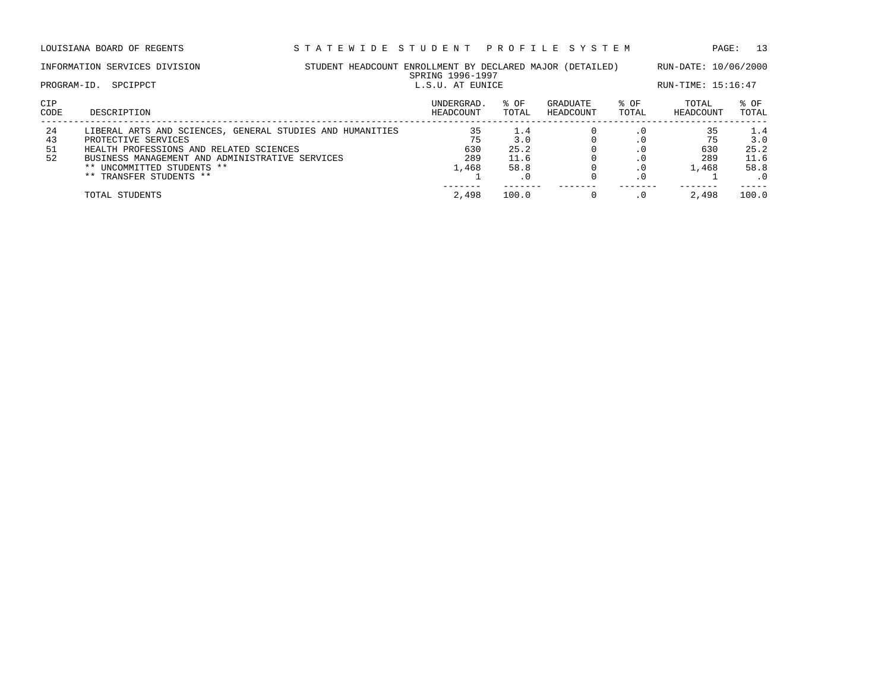LOUISIANA BOARD OF REGENTS — STATEWIDE STUDENT PROFILE SYSTEM

INFORMATION SERVICES DIVISION — STUDENT HEADCOUNT ENROLLMENT BY DECLARED MAJOR (DETAILED) — RUN-DATE: 10/06/2000

SPRING 1996-1997

PROGRAM-ID. SPCIPPCT — L.S.U. AT EUNICE — RUN-TIME: 15:16:47

| CIP CODE | DESCRIPTION | UNDERGRAD. HEADCOUNT | % OF TOTAL | GRADUATE HEADCOUNT | % OF TOTAL | TOTAL HEADCOUNT | % OF TOTAL |
|---|---|---|---|---|---|---|---|
| 24 | LIBERAL ARTS AND SCIENCES, GENERAL STUDIES AND HUMANITIES | 35 | 1.4 | 0 | .0 | 35 | 1.4 |
| 43 | PROTECTIVE SERVICES | 75 | 3.0 | 0 | .0 | 75 | 3.0 |
| 51 | HEALTH PROFESSIONS AND RELATED SCIENCES | 630 | 25.2 | 0 | .0 | 630 | 25.2 |
| 52 | BUSINESS MANAGEMENT AND ADMINISTRATIVE SERVICES | 289 | 11.6 | 0 | .0 | 289 | 11.6 |
| | ** UNCOMMITTED STUDENTS ** | 1,468 | 58.8 | 0 | .0 | 1,468 | 58.8 |
| | ** TRANSFER STUDENTS ** | 1 | .0 | 0 | .0 | 1 | .0 |
| | TOTAL STUDENTS | 2,498 | 100.0 | 0 | .0 | 2,498 | 100.0 |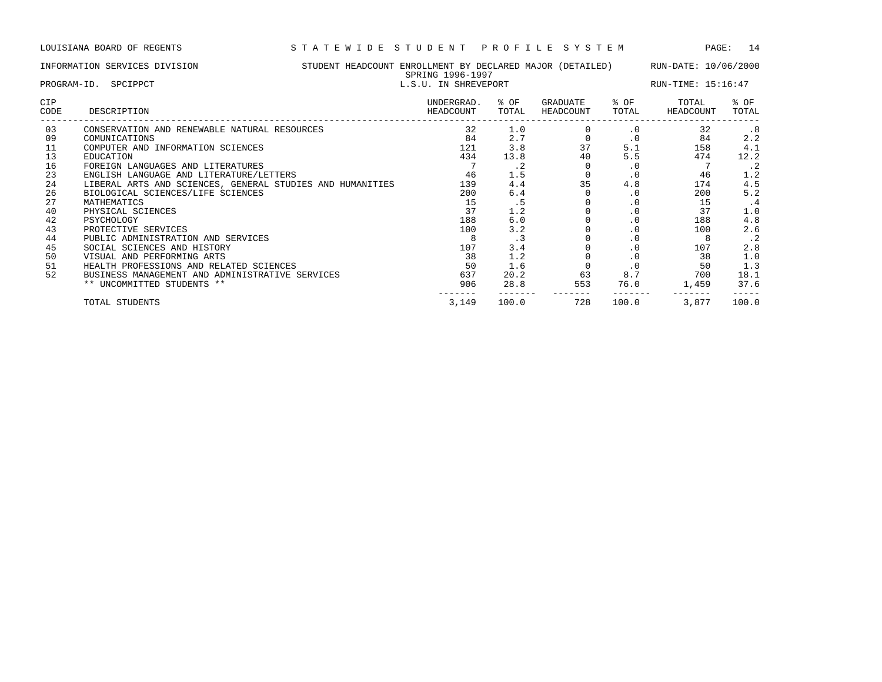LOUISIANA BOARD OF REGENTS — STATEWIDE STUDENT PROFILE SYSTEM

INFORMATION SERVICES DIVISION — STUDENT HEADCOUNT ENROLLMENT BY DECLARED MAJOR (DETAILED) — RUN-DATE: 10/06/2000

SPRING 1996-1997

PROGRAM-ID. SPCIPPCT — L.S.U. IN SHREVEPORT — RUN-TIME: 15:16:47

| CIP CODE | DESCRIPTION | UNDERGRAD. HEADCOUNT | % OF TOTAL | GRADUATE HEADCOUNT | % OF TOTAL | TOTAL HEADCOUNT | % OF TOTAL |
|---|---|---|---|---|---|---|---|
| 03 | CONSERVATION AND RENEWABLE NATURAL RESOURCES | 32 | 1.0 | 0 | .0 | 32 | .8 |
| 09 | COMUNICATIONS | 84 | 2.7 | 0 | .0 | 84 | 2.2 |
| 11 | COMPUTER AND INFORMATION SCIENCES | 121 | 3.8 | 37 | 5.1 | 158 | 4.1 |
| 13 | EDUCATION | 434 | 13.8 | 40 | 5.5 | 474 | 12.2 |
| 16 | FOREIGN LANGUAGES AND LITERATURES | 7 | .2 | 0 | .0 | 7 | .2 |
| 23 | ENGLISH LANGUAGE AND LITERATURE/LETTERS | 46 | 1.5 | 0 | .0 | 46 | 1.2 |
| 24 | LIBERAL ARTS AND SCIENCES, GENERAL STUDIES AND HUMANITIES | 139 | 4.4 | 35 | 4.8 | 174 | 4.5 |
| 26 | BIOLOGICAL SCIENCES/LIFE SCIENCES | 200 | 6.4 | 0 | .0 | 200 | 5.2 |
| 27 | MATHEMATICS | 15 | .5 | 0 | .0 | 15 | .4 |
| 40 | PHYSICAL SCIENCES | 37 | 1.2 | 0 | .0 | 37 | 1.0 |
| 42 | PSYCHOLOGY | 188 | 6.0 | 0 | .0 | 188 | 4.8 |
| 43 | PROTECTIVE SERVICES | 100 | 3.2 | 0 | .0 | 100 | 2.6 |
| 44 | PUBLIC ADMINISTRATION AND SERVICES | 8 | .3 | 0 | .0 | 8 | .2 |
| 45 | SOCIAL SCIENCES AND HISTORY | 107 | 3.4 | 0 | .0 | 107 | 2.8 |
| 50 | VISUAL AND PERFORMING ARTS | 38 | 1.2 | 0 | .0 | 38 | 1.0 |
| 51 | HEALTH PROFESSIONS AND RELATED SCIENCES | 50 | 1.6 | 0 | .0 | 50 | 1.3 |
| 52 | BUSINESS MANAGEMENT AND ADMINISTRATIVE SERVICES | 637 | 20.2 | 63 | 8.7 | 700 | 18.1 |
| | ** UNCOMMITTED STUDENTS ** | 906 | 28.8 | 553 | 76.0 | 1,459 | 37.6 |
| | TOTAL STUDENTS | 3,149 | 100.0 | 728 | 100.0 | 3,877 | 100.0 |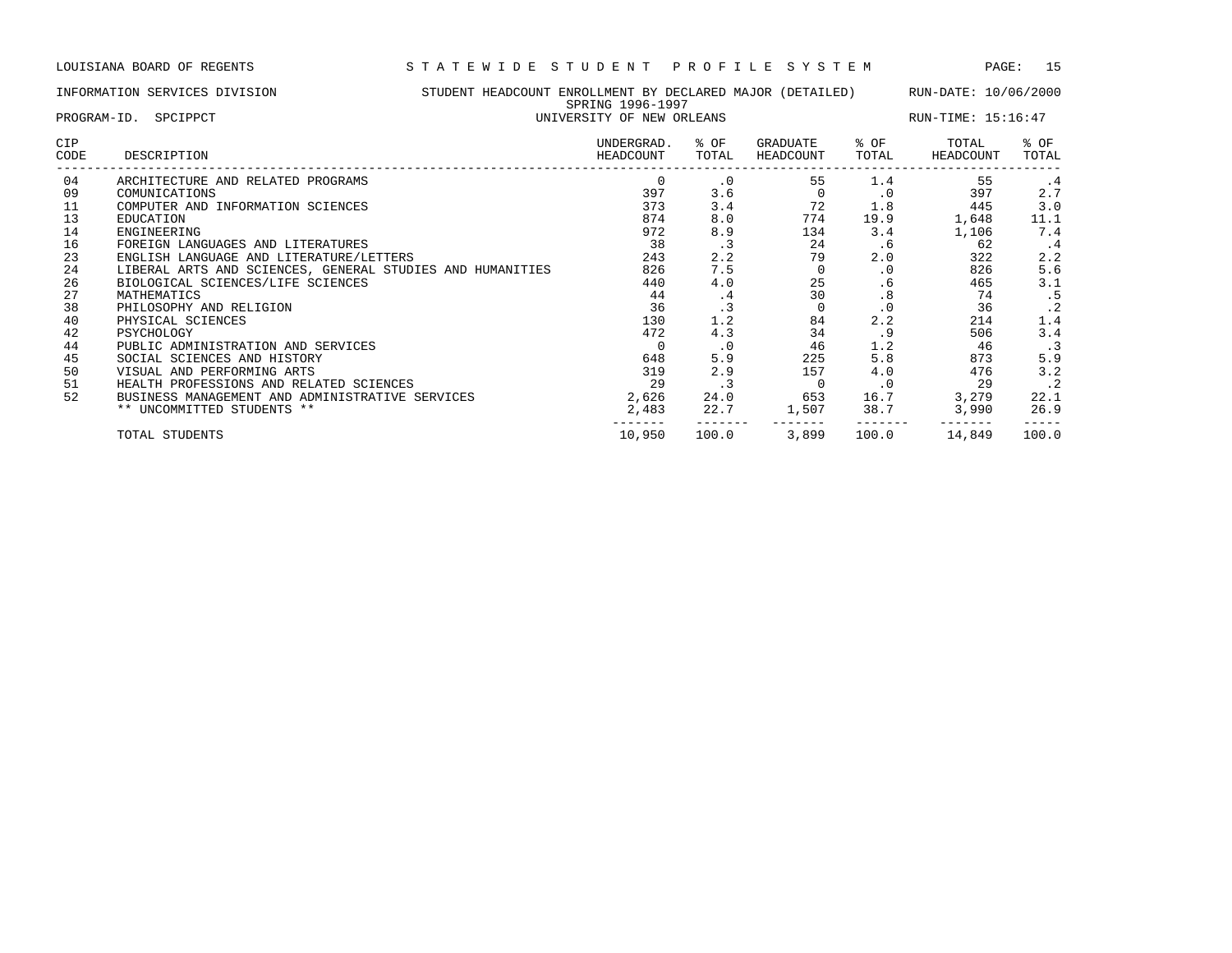LOUISIANA BOARD OF REGENTS — STATEWIDE STUDENT PROFILE SYSTEM

INFORMATION SERVICES DIVISION — STUDENT HEADCOUNT ENROLLMENT BY DECLARED MAJOR (DETAILED) — RUN-DATE: 10/06/2000

SPRING 1996-1997

PROGRAM-ID. SPCIPPCT — UNIVERSITY OF NEW ORLEANS — RUN-TIME: 15:16:47

| CIP CODE | DESCRIPTION | UNDERGRAD. HEADCOUNT | % OF TOTAL | GRADUATE HEADCOUNT | % OF TOTAL | TOTAL HEADCOUNT | % OF TOTAL |
|---|---|---|---|---|---|---|---|
| 04 | ARCHITECTURE AND RELATED PROGRAMS | 0 | .0 | 55 | 1.4 | 55 | .4 |
| 09 | COMUNICATIONS | 397 | 3.6 | 0 | .0 | 397 | 2.7 |
| 11 | COMPUTER AND INFORMATION SCIENCES | 373 | 3.4 | 72 | 1.8 | 445 | 3.0 |
| 13 | EDUCATION | 874 | 8.0 | 774 | 19.9 | 1,648 | 11.1 |
| 14 | ENGINEERING | 972 | 8.9 | 134 | 3.4 | 1,106 | 7.4 |
| 16 | FOREIGN LANGUAGES AND LITERATURES | 38 | .3 | 24 | .6 | 62 | .4 |
| 23 | ENGLISH LANGUAGE AND LITERATURE/LETTERS | 243 | 2.2 | 79 | 2.0 | 322 | 2.2 |
| 24 | LIBERAL ARTS AND SCIENCES, GENERAL STUDIES AND HUMANITIES | 826 | 7.5 | 0 | .0 | 826 | 5.6 |
| 26 | BIOLOGICAL SCIENCES/LIFE SCIENCES | 440 | 4.0 | 25 | .6 | 465 | 3.1 |
| 27 | MATHEMATICS | 44 | .4 | 30 | .8 | 74 | .5 |
| 38 | PHILOSOPHY AND RELIGION | 36 | .3 | 0 | .0 | 36 | .2 |
| 40 | PHYSICAL SCIENCES | 130 | 1.2 | 84 | 2.2 | 214 | 1.4 |
| 42 | PSYCHOLOGY | 472 | 4.3 | 34 | .9 | 506 | 3.4 |
| 44 | PUBLIC ADMINISTRATION AND SERVICES | 0 | .0 | 46 | 1.2 | 46 | .3 |
| 45 | SOCIAL SCIENCES AND HISTORY | 648 | 5.9 | 225 | 5.8 | 873 | 5.9 |
| 50 | VISUAL AND PERFORMING ARTS | 319 | 2.9 | 157 | 4.0 | 476 | 3.2 |
| 51 | HEALTH PROFESSIONS AND RELATED SCIENCES | 29 | .3 | 0 | .0 | 29 | .2 |
| 52 | BUSINESS MANAGEMENT AND ADMINISTRATIVE SERVICES | 2,626 | 24.0 | 653 | 16.7 | 3,279 | 22.1 |
| | ** UNCOMMITTED STUDENTS ** | 2,483 | 22.7 | 1,507 | 38.7 | 3,990 | 26.9 |
| | TOTAL STUDENTS | 10,950 | 100.0 | 3,899 | 100.0 | 14,849 | 100.0 |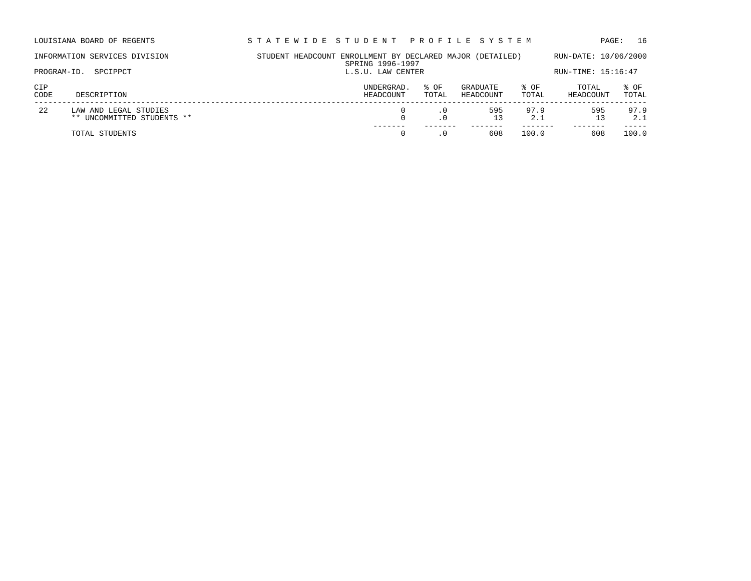LOUISIANA BOARD OF REGENTS — STATEWIDE STUDENT PROFILE SYSTEM

INFORMATION SERVICES DIVISION — STUDENT HEADCOUNT ENROLLMENT BY DECLARED MAJOR (DETAILED) — RUN-DATE: 10/06/2000

SPRING 1996-1997

PROGRAM-ID. SPCIPPCT — L.S.U. LAW CENTER — RUN-TIME: 15:16:47

| CIP CODE | DESCRIPTION | UNDERGRAD. HEADCOUNT | % OF TOTAL | GRADUATE HEADCOUNT | % OF TOTAL | TOTAL HEADCOUNT | % OF TOTAL |
|---|---|---|---|---|---|---|---|
| 22 | LAW AND LEGAL STUDIES | 0 | .0 | 595 | 97.9 | 595 | 97.9 |
| | ** UNCOMMITTED STUDENTS ** | 0 | .0 | 13 | 2.1 | 13 | 2.1 |
| | TOTAL STUDENTS | 0 | .0 | 608 | 100.0 | 608 | 100.0 |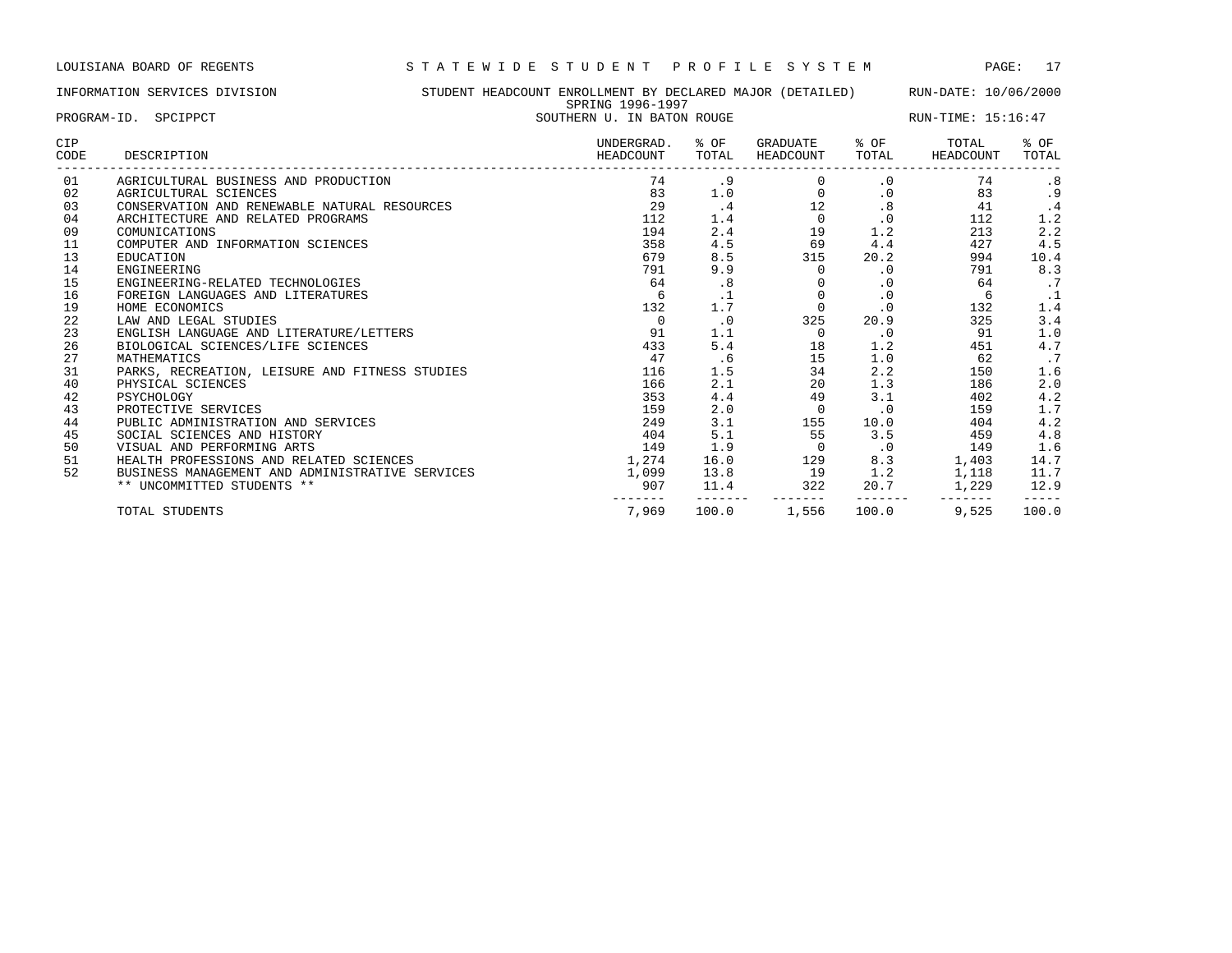LOUISIANA BOARD OF REGENTS — STATEWIDE STUDENT PROFILE SYSTEM

INFORMATION SERVICES DIVISION — STUDENT HEADCOUNT ENROLLMENT BY DECLARED MAJOR (DETAILED) — RUN-DATE: 10/06/2000

SPRING 1996-1997

PROGRAM-ID. SPCIPPCT — SOUTHERN U. IN BATON ROUGE — RUN-TIME: 15:16:47

| CIP CODE | DESCRIPTION | UNDERGRAD. HEADCOUNT | % OF TOTAL | GRADUATE HEADCOUNT | % OF TOTAL | TOTAL HEADCOUNT | % OF TOTAL |
|---|---|---|---|---|---|---|---|
| 01 | AGRICULTURAL BUSINESS AND PRODUCTION | 74 | .9 | 0 | .0 | 74 | .8 |
| 02 | AGRICULTURAL SCIENCES | 83 | 1.0 | 0 | .0 | 83 | .9 |
| 03 | CONSERVATION AND RENEWABLE NATURAL RESOURCES | 29 | .4 | 12 | .8 | 41 | .4 |
| 04 | ARCHITECTURE AND RELATED PROGRAMS | 112 | 1.4 | 0 | .0 | 112 | 1.2 |
| 09 | COMUNICATIONS | 194 | 2.4 | 19 | 1.2 | 213 | 2.2 |
| 11 | COMPUTER AND INFORMATION SCIENCES | 358 | 4.5 | 69 | 4.4 | 427 | 4.5 |
| 13 | EDUCATION | 679 | 8.5 | 315 | 20.2 | 994 | 10.4 |
| 14 | ENGINEERING | 791 | 9.9 | 0 | .0 | 791 | 8.3 |
| 15 | ENGINEERING-RELATED TECHNOLOGIES | 64 | .8 | 0 | .0 | 64 | .7 |
| 16 | FOREIGN LANGUAGES AND LITERATURES | 6 | .1 | 0 | .0 | 6 | .1 |
| 19 | HOME ECONOMICS | 132 | 1.7 | 0 | .0 | 132 | 1.4 |
| 22 | LAW AND LEGAL STUDIES | 0 | .0 | 325 | 20.9 | 325 | 3.4 |
| 23 | ENGLISH LANGUAGE AND LITERATURE/LETTERS | 91 | 1.1 | 0 | .0 | 91 | 1.0 |
| 26 | BIOLOGICAL SCIENCES/LIFE SCIENCES | 433 | 5.4 | 18 | 1.2 | 451 | 4.7 |
| 27 | MATHEMATICS | 47 | .6 | 15 | 1.0 | 62 | .7 |
| 31 | PARKS, RECREATION, LEISURE AND FITNESS STUDIES | 116 | 1.5 | 34 | 2.2 | 150 | 1.6 |
| 40 | PHYSICAL SCIENCES | 166 | 2.1 | 20 | 1.3 | 186 | 2.0 |
| 42 | PSYCHOLOGY | 353 | 4.4 | 49 | 3.1 | 402 | 4.2 |
| 43 | PROTECTIVE SERVICES | 159 | 2.0 | 0 | .0 | 159 | 1.7 |
| 44 | PUBLIC ADMINISTRATION AND SERVICES | 249 | 3.1 | 155 | 10.0 | 404 | 4.2 |
| 45 | SOCIAL SCIENCES AND HISTORY | 404 | 5.1 | 55 | 3.5 | 459 | 4.8 |
| 50 | VISUAL AND PERFORMING ARTS | 149 | 1.9 | 0 | .0 | 149 | 1.6 |
| 51 | HEALTH PROFESSIONS AND RELATED SCIENCES | 1,274 | 16.0 | 129 | 8.3 | 1,403 | 14.7 |
| 52 | BUSINESS MANAGEMENT AND ADMINISTRATIVE SERVICES | 1,099 | 13.8 | 19 | 1.2 | 1,118 | 11.7 |
| | ** UNCOMMITTED STUDENTS ** | 907 | 11.4 | 322 | 20.7 | 1,229 | 12.9 |
| | TOTAL STUDENTS | 7,969 | 100.0 | 1,556 | 100.0 | 9,525 | 100.0 |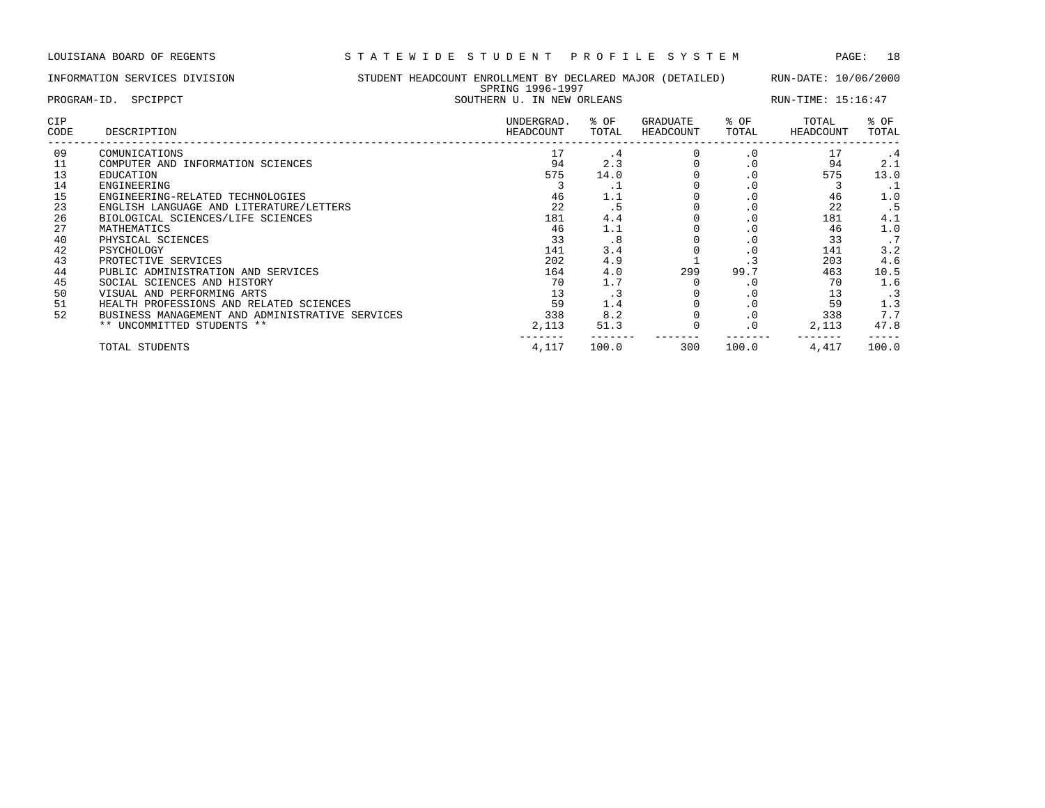LOUISIANA BOARD OF REGENTS — STATEWIDE STUDENT PROFILE SYSTEM

INFORMATION SERVICES DIVISION — STUDENT HEADCOUNT ENROLLMENT BY DECLARED MAJOR (DETAILED) — RUN-DATE: 10/06/2000

SPRING 1996-1997

PROGRAM-ID. SPCIPPCT — SOUTHERN U. IN NEW ORLEANS — RUN-TIME: 15:16:47

| CIP CODE | DESCRIPTION | UNDERGRAD. HEADCOUNT | % OF TOTAL | GRADUATE HEADCOUNT | % OF TOTAL | TOTAL HEADCOUNT | % OF TOTAL |
|---|---|---|---|---|---|---|---|
| 09 | COMUNICATIONS | 17 | .4 | 0 | .0 | 17 | .4 |
| 11 | COMPUTER AND INFORMATION SCIENCES | 94 | 2.3 | 0 | .0 | 94 | 2.1 |
| 13 | EDUCATION | 575 | 14.0 | 0 | .0 | 575 | 13.0 |
| 14 | ENGINEERING | 3 | .1 | 0 | .0 | 3 | .1 |
| 15 | ENGINEERING-RELATED TECHNOLOGIES | 46 | 1.1 | 0 | .0 | 46 | 1.0 |
| 23 | ENGLISH LANGUAGE AND LITERATURE/LETTERS | 22 | .5 | 0 | .0 | 22 | .5 |
| 26 | BIOLOGICAL SCIENCES/LIFE SCIENCES | 181 | 4.4 | 0 | .0 | 181 | 4.1 |
| 27 | MATHEMATICS | 46 | 1.1 | 0 | .0 | 46 | 1.0 |
| 40 | PHYSICAL SCIENCES | 33 | .8 | 0 | .0 | 33 | .7 |
| 42 | PSYCHOLOGY | 141 | 3.4 | 0 | .0 | 141 | 3.2 |
| 43 | PROTECTIVE SERVICES | 202 | 4.9 | 1 | .3 | 203 | 4.6 |
| 44 | PUBLIC ADMINISTRATION AND SERVICES | 164 | 4.0 | 299 | 99.7 | 463 | 10.5 |
| 45 | SOCIAL SCIENCES AND HISTORY | 70 | 1.7 | 0 | .0 | 70 | 1.6 |
| 50 | VISUAL AND PERFORMING ARTS | 13 | .3 | 0 | .0 | 13 | .3 |
| 51 | HEALTH PROFESSIONS AND RELATED SCIENCES | 59 | 1.4 | 0 | .0 | 59 | 1.3 |
| 52 | BUSINESS MANAGEMENT AND ADMINISTRATIVE SERVICES | 338 | 8.2 | 0 | .0 | 338 | 7.7 |
| | ** UNCOMMITTED STUDENTS ** | 2,113 | 51.3 | 0 | .0 | 2,113 | 47.8 |
| | TOTAL STUDENTS | 4,117 | 100.0 | 300 | 100.0 | 4,417 | 100.0 |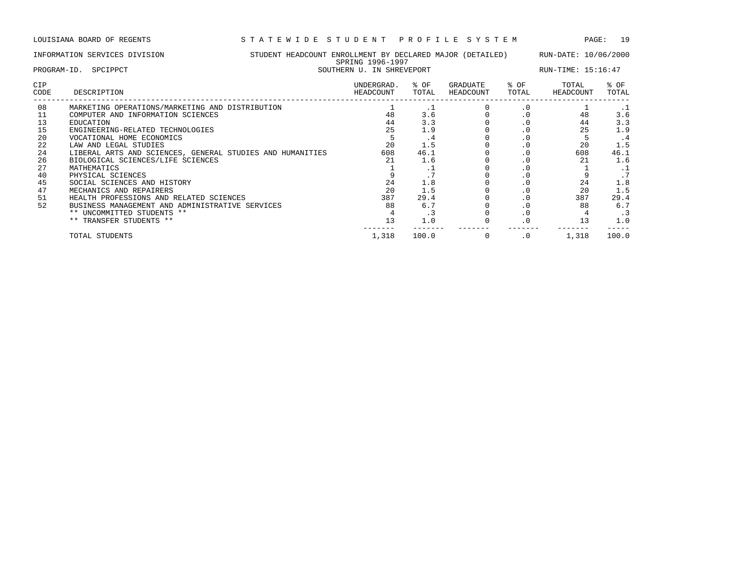LOUISIANA BOARD OF REGENTS — STATEWIDE STUDENT PROFILE SYSTEM

INFORMATION SERVICES DIVISION — STUDENT HEADCOUNT ENROLLMENT BY DECLARED MAJOR (DETAILED) — RUN-DATE: 10/06/2000

SPRING 1996-1997

PROGRAM-ID. SPCIPPCT — SOUTHERN U. IN SHREVEPORT — RUN-TIME: 15:16:47

| CIP CODE | DESCRIPTION | UNDERGRAD. HEADCOUNT | % OF TOTAL | GRADUATE HEADCOUNT | % OF TOTAL | TOTAL HEADCOUNT | % OF TOTAL |
|---|---|---|---|---|---|---|---|
| 08 | MARKETING OPERATIONS/MARKETING AND DISTRIBUTION | 1 | .1 | 0 | .0 | 1 | .1 |
| 11 | COMPUTER AND INFORMATION SCIENCES | 48 | 3.6 | 0 | .0 | 48 | 3.6 |
| 13 | EDUCATION | 44 | 3.3 | 0 | .0 | 44 | 3.3 |
| 15 | ENGINEERING-RELATED TECHNOLOGIES | 25 | 1.9 | 0 | .0 | 25 | 1.9 |
| 20 | VOCATIONAL HOME ECONOMICS | 5 | .4 | 0 | .0 | 5 | .4 |
| 22 | LAW AND LEGAL STUDIES | 20 | 1.5 | 0 | .0 | 20 | 1.5 |
| 24 | LIBERAL ARTS AND SCIENCES, GENERAL STUDIES AND HUMANITIES | 608 | 46.1 | 0 | .0 | 608 | 46.1 |
| 26 | BIOLOGICAL SCIENCES/LIFE SCIENCES | 21 | 1.6 | 0 | .0 | 21 | 1.6 |
| 27 | MATHEMATICS | 1 | .1 | 0 | .0 | 1 | .1 |
| 40 | PHYSICAL SCIENCES | 9 | .7 | 0 | .0 | 9 | .7 |
| 45 | SOCIAL SCIENCES AND HISTORY | 24 | 1.8 | 0 | .0 | 24 | 1.8 |
| 47 | MECHANICS AND REPAIRERS | 20 | 1.5 | 0 | .0 | 20 | 1.5 |
| 51 | HEALTH PROFESSIONS AND RELATED SCIENCES | 387 | 29.4 | 0 | .0 | 387 | 29.4 |
| 52 | BUSINESS MANAGEMENT AND ADMINISTRATIVE SERVICES | 88 | 6.7 | 0 | .0 | 88 | 6.7 |
| | ** UNCOMMITTED STUDENTS ** | 4 | .3 | 0 | .0 | 4 | .3 |
| | ** TRANSFER STUDENTS ** | 13 | 1.0 | 0 | .0 | 13 | 1.0 |
| | TOTAL STUDENTS | 1,318 | 100.0 | 0 | .0 | 1,318 | 100.0 |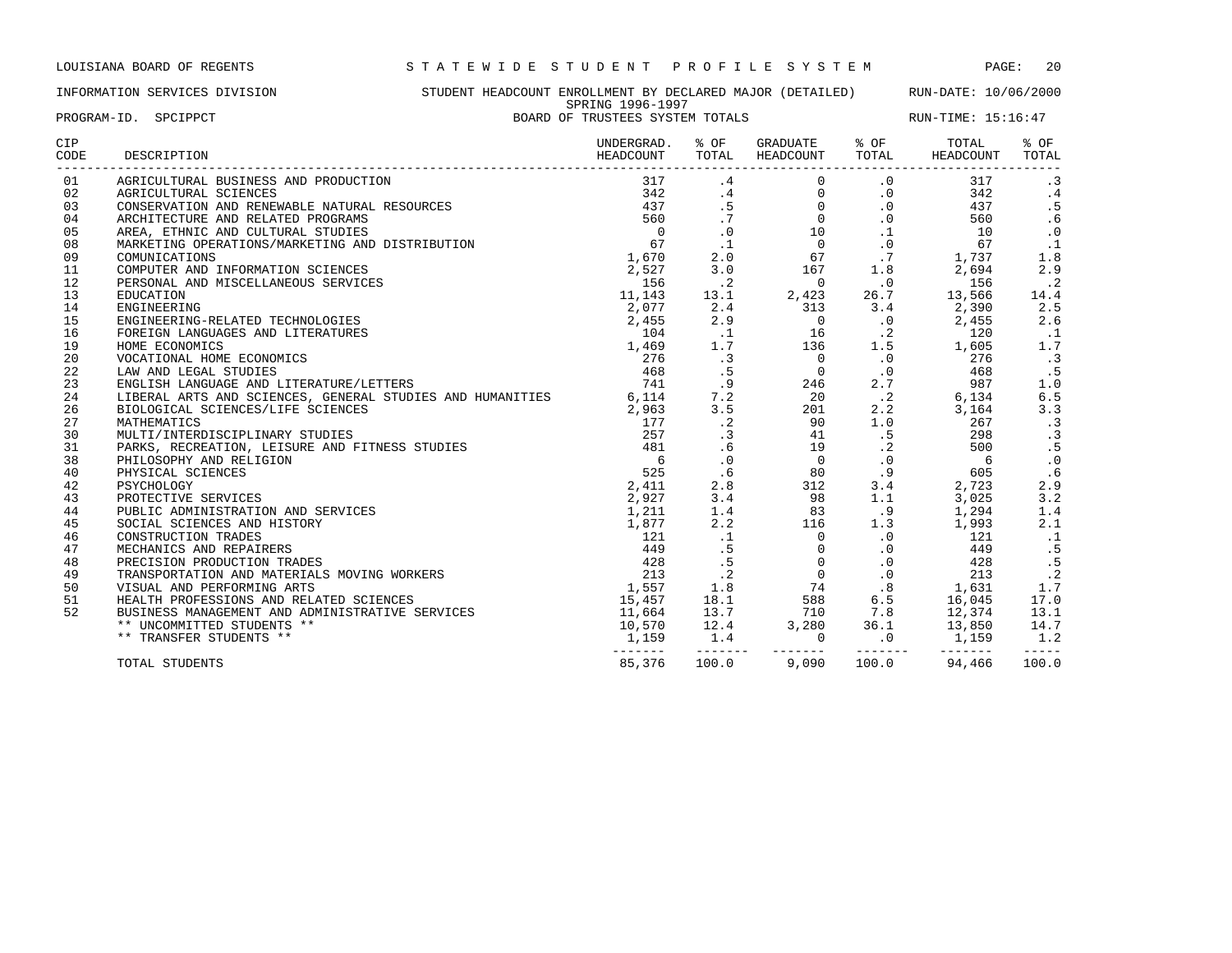LOUISIANA BOARD OF REGENTS — STATEWIDE STUDENT PROFILE SYSTEM

INFORMATION SERVICES DIVISION — STUDENT HEADCOUNT ENROLLMENT BY DECLARED MAJOR (DETAILED) — RUN-DATE: 10/06/2000

SPRING 1996-1997

PROGRAM-ID. SPCIPPCT — BOARD OF TRUSTEES SYSTEM TOTALS — RUN-TIME: 15:16:47

| CIP CODE | DESCRIPTION | UNDERGRAD. HEADCOUNT | % OF TOTAL | GRADUATE HEADCOUNT | % OF TOTAL | TOTAL HEADCOUNT | % OF TOTAL |
|---|---|---|---|---|---|---|---|
| 01 | AGRICULTURAL BUSINESS AND PRODUCTION | 317 | .4 | 0 | .0 | 317 | .3 |
| 02 | AGRICULTURAL SCIENCES | 342 | .4 | 0 | .0 | 342 | .4 |
| 03 | CONSERVATION AND RENEWABLE NATURAL RESOURCES | 437 | .5 | 0 | .0 | 437 | .5 |
| 04 | ARCHITECTURE AND RELATED PROGRAMS | 560 | .7 | 0 | .0 | 560 | .6 |
| 05 | AREA, ETHNIC AND CULTURAL STUDIES | 0 | .0 | 10 | .1 | 10 | .0 |
| 08 | MARKETING OPERATIONS/MARKETING AND DISTRIBUTION | 67 | .1 | 0 | .0 | 67 | .1 |
| 09 | COMUNICATIONS | 1,670 | 2.0 | 67 | .7 | 1,737 | 1.8 |
| 11 | COMPUTER AND INFORMATION SCIENCES | 2,527 | 3.0 | 167 | 1.8 | 2,694 | 2.9 |
| 12 | PERSONAL AND MISCELLANEOUS SERVICES | 156 | .2 | 0 | .0 | 156 | .2 |
| 13 | EDUCATION | 11,143 | 13.1 | 2,423 | 26.7 | 13,566 | 14.4 |
| 14 | ENGINEERING | 2,077 | 2.4 | 313 | 3.4 | 2,390 | 2.5 |
| 15 | ENGINEERING-RELATED TECHNOLOGIES | 2,455 | 2.9 | 0 | .0 | 2,455 | 2.6 |
| 16 | FOREIGN LANGUAGES AND LITERATURES | 104 | .1 | 16 | .2 | 120 | .1 |
| 19 | HOME ECONOMICS | 1,469 | 1.7 | 136 | 1.5 | 1,605 | 1.7 |
| 20 | VOCATIONAL HOME ECONOMICS | 276 | .3 | 0 | .0 | 276 | .3 |
| 22 | LAW AND LEGAL STUDIES | 468 | .5 | 0 | .0 | 468 | .5 |
| 23 | ENGLISH LANGUAGE AND LITERATURE/LETTERS | 741 | .9 | 246 | 2.7 | 987 | 1.0 |
| 24 | LIBERAL ARTS AND SCIENCES, GENERAL STUDIES AND HUMANITIES | 6,114 | 7.2 | 20 | .2 | 6,134 | 6.5 |
| 26 | BIOLOGICAL SCIENCES/LIFE SCIENCES | 2,963 | 3.5 | 201 | 2.2 | 3,164 | 3.3 |
| 27 | MATHEMATICS | 177 | .2 | 90 | 1.0 | 267 | .3 |
| 30 | MULTI/INTERDISCIPLINARY STUDIES | 257 | .3 | 41 | .5 | 298 | .3 |
| 31 | PARKS, RECREATION, LEISURE AND FITNESS STUDIES | 481 | .6 | 19 | .2 | 500 | .5 |
| 38 | PHILOSOPHY AND RELIGION | 6 | .0 | 0 | .0 | 6 | .0 |
| 40 | PHYSICAL SCIENCES | 525 | .6 | 80 | .9 | 605 | .6 |
| 42 | PSYCHOLOGY | 2,411 | 2.8 | 312 | 3.4 | 2,723 | 2.9 |
| 43 | PROTECTIVE SERVICES | 2,927 | 3.4 | 98 | 1.1 | 3,025 | 3.2 |
| 44 | PUBLIC ADMINISTRATION AND SERVICES | 1,211 | 1.4 | 83 | .9 | 1,294 | 1.4 |
| 45 | SOCIAL SCIENCES AND HISTORY | 1,877 | 2.2 | 116 | 1.3 | 1,993 | 2.1 |
| 46 | CONSTRUCTION TRADES | 121 | .1 | 0 | .0 | 121 | .1 |
| 47 | MECHANICS AND REPAIRERS | 449 | .5 | 0 | .0 | 449 | .5 |
| 48 | PRECISION PRODUCTION TRADES | 428 | .5 | 0 | .0 | 428 | .5 |
| 49 | TRANSPORTATION AND MATERIALS MOVING WORKERS | 213 | .2 | 0 | .0 | 213 | .2 |
| 50 | VISUAL AND PERFORMING ARTS | 1,557 | 1.8 | 74 | .8 | 1,631 | 1.7 |
| 51 | HEALTH PROFESSIONS AND RELATED SCIENCES | 15,457 | 18.1 | 588 | 6.5 | 16,045 | 17.0 |
| 52 | BUSINESS MANAGEMENT AND ADMINISTRATIVE SERVICES | 11,664 | 13.7 | 710 | 7.8 | 12,374 | 13.1 |
| | ** UNCOMMITTED STUDENTS ** | 10,570 | 12.4 | 3,280 | 36.1 | 13,850 | 14.7 |
| | ** TRANSFER STUDENTS ** | 1,159 | 1.4 | 0 | .0 | 1,159 | 1.2 |
| | TOTAL STUDENTS | 85,376 | 100.0 | 9,090 | 100.0 | 94,466 | 100.0 |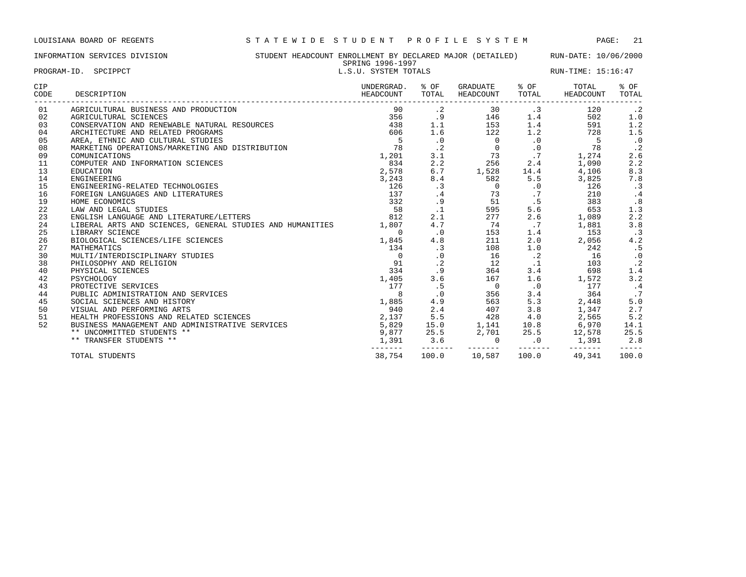LOUISIANA BOARD OF REGENTS — STATEWIDE STUDENT PROFILE SYSTEM

INFORMATION SERVICES DIVISION — STUDENT HEADCOUNT ENROLLMENT BY DECLARED MAJOR (DETAILED) — RUN-DATE: 10/06/2000

SPRING 1996-1997

PROGRAM-ID. SPCIPPCT — L.S.U. SYSTEM TOTALS — RUN-TIME: 15:16:47

| CIP CODE | DESCRIPTION | UNDERGRAD. HEADCOUNT | % OF TOTAL | GRADUATE HEADCOUNT | % OF TOTAL | TOTAL HEADCOUNT | % OF TOTAL |
|---|---|---|---|---|---|---|---|
| 01 | AGRICULTURAL BUSINESS AND PRODUCTION | 90 | .2 | 30 | .3 | 120 | .2 |
| 02 | AGRICULTURAL SCIENCES | 356 | .9 | 146 | 1.4 | 502 | 1.0 |
| 03 | CONSERVATION AND RENEWABLE NATURAL RESOURCES | 438 | 1.1 | 153 | 1.4 | 591 | 1.2 |
| 04 | ARCHITECTURE AND RELATED PROGRAMS | 606 | 1.6 | 122 | 1.2 | 728 | 1.5 |
| 05 | AREA, ETHNIC AND CULTURAL STUDIES | 5 | .0 | 0 | .0 | 5 | .0 |
| 08 | MARKETING OPERATIONS/MARKETING AND DISTRIBUTION | 78 | .2 | 0 | .0 | 78 | .2 |
| 09 | COMUNICATIONS | 1,201 | 3.1 | 73 | .7 | 1,274 | 2.6 |
| 11 | COMPUTER AND INFORMATION SCIENCES | 834 | 2.2 | 256 | 2.4 | 1,090 | 2.2 |
| 13 | EDUCATION | 2,578 | 6.7 | 1,528 | 14.4 | 4,106 | 8.3 |
| 14 | ENGINEERING | 3,243 | 8.4 | 582 | 5.5 | 3,825 | 7.8 |
| 15 | ENGINEERING-RELATED TECHNOLOGIES | 126 | .3 | 0 | .0 | 126 | .3 |
| 16 | FOREIGN LANGUAGES AND LITERATURES | 137 | .4 | 73 | .7 | 210 | .4 |
| 19 | HOME ECONOMICS | 332 | .9 | 51 | .5 | 383 | .8 |
| 22 | LAW AND LEGAL STUDIES | 58 | .1 | 595 | 5.6 | 653 | 1.3 |
| 23 | ENGLISH LANGUAGE AND LITERATURE/LETTERS | 812 | 2.1 | 277 | 2.6 | 1,089 | 2.2 |
| 24 | LIBERAL ARTS AND SCIENCES, GENERAL STUDIES AND HUMANITIES | 1,807 | 4.7 | 74 | .7 | 1,881 | 3.8 |
| 25 | LIBRARY SCIENCE | 0 | .0 | 153 | 1.4 | 153 | .3 |
| 26 | BIOLOGICAL SCIENCES/LIFE SCIENCES | 1,845 | 4.8 | 211 | 2.0 | 2,056 | 4.2 |
| 27 | MATHEMATICS | 134 | .3 | 108 | 1.0 | 242 | .5 |
| 30 | MULTI/INTERDISCIPLINARY STUDIES | 0 | .0 | 16 | .2 | 16 | .0 |
| 38 | PHILOSOPHY AND RELIGION | 91 | .2 | 12 | .1 | 103 | .2 |
| 40 | PHYSICAL SCIENCES | 334 | .9 | 364 | 3.4 | 698 | 1.4 |
| 42 | PSYCHOLOGY | 1,405 | 3.6 | 167 | 1.6 | 1,572 | 3.2 |
| 43 | PROTECTIVE SERVICES | 177 | .5 | 0 | .0 | 177 | .4 |
| 44 | PUBLIC ADMINISTRATION AND SERVICES | 8 | .0 | 356 | 3.4 | 364 | .7 |
| 45 | SOCIAL SCIENCES AND HISTORY | 1,885 | 4.9 | 563 | 5.3 | 2,448 | 5.0 |
| 50 | VISUAL AND PERFORMING ARTS | 940 | 2.4 | 407 | 3.8 | 1,347 | 2.7 |
| 51 | HEALTH PROFESSIONS AND RELATED SCIENCES | 2,137 | 5.5 | 428 | 4.0 | 2,565 | 5.2 |
| 52 | BUSINESS MANAGEMENT AND ADMINISTRATIVE SERVICES | 5,829 | 15.0 | 1,141 | 10.8 | 6,970 | 14.1 |
| | ** UNCOMMITTED STUDENTS ** | 9,877 | 25.5 | 2,701 | 25.5 | 12,578 | 25.5 |
| | ** TRANSFER STUDENTS ** | 1,391 | 3.6 | 0 | .0 | 1,391 | 2.8 |
| | TOTAL STUDENTS | 38,754 | 100.0 | 10,587 | 100.0 | 49,341 | 100.0 |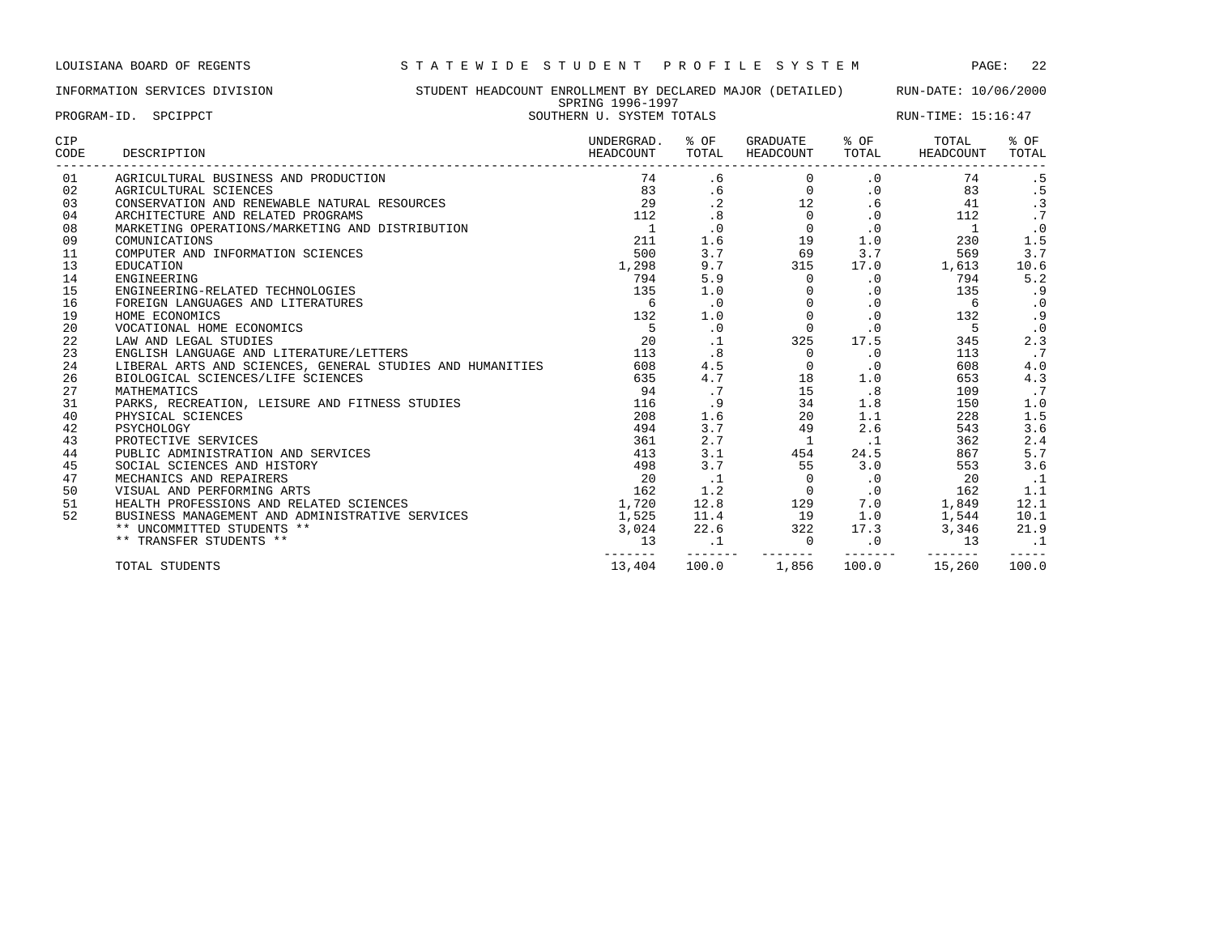LOUISIANA BOARD OF REGENTS — STATEWIDE STUDENT PROFILE SYSTEM

INFORMATION SERVICES DIVISION — STUDENT HEADCOUNT ENROLLMENT BY DECLARED MAJOR (DETAILED) — RUN-DATE: 10/06/2000

SPRING 1996-1997

PROGRAM-ID. SPCIPPCT — SOUTHERN U. SYSTEM TOTALS — RUN-TIME: 15:16:47

| CIP CODE | DESCRIPTION | UNDERGRAD. HEADCOUNT | % OF TOTAL | GRADUATE HEADCOUNT | % OF TOTAL | TOTAL HEADCOUNT | % OF TOTAL |
|---|---|---|---|---|---|---|---|
| 01 | AGRICULTURAL BUSINESS AND PRODUCTION | 74 | .6 | 0 | .0 | 74 | .5 |
| 02 | AGRICULTURAL SCIENCES | 83 | .6 | 0 | .0 | 83 | .5 |
| 03 | CONSERVATION AND RENEWABLE NATURAL RESOURCES | 29 | .2 | 12 | .6 | 41 | .3 |
| 04 | ARCHITECTURE AND RELATED PROGRAMS | 112 | .8 | 0 | .0 | 112 | .7 |
| 08 | MARKETING OPERATIONS/MARKETING AND DISTRIBUTION | 1 | .0 | 0 | .0 | 1 | .0 |
| 09 | COMUNICATIONS | 211 | 1.6 | 19 | 1.0 | 230 | 1.5 |
| 11 | COMPUTER AND INFORMATION SCIENCES | 500 | 3.7 | 69 | 3.7 | 569 | 3.7 |
| 13 | EDUCATION | 1,298 | 9.7 | 315 | 17.0 | 1,613 | 10.6 |
| 14 | ENGINEERING | 794 | 5.9 | 0 | .0 | 794 | 5.2 |
| 15 | ENGINEERING-RELATED TECHNOLOGIES | 135 | 1.0 | 0 | .0 | 135 | .9 |
| 16 | FOREIGN LANGUAGES AND LITERATURES | 6 | .0 | 0 | .0 | 6 | .0 |
| 19 | HOME ECONOMICS | 132 | 1.0 | 0 | .0 | 132 | .9 |
| 20 | VOCATIONAL HOME ECONOMICS | 5 | .0 | 0 | .0 | 5 | .0 |
| 22 | LAW AND LEGAL STUDIES | 20 | .1 | 325 | 17.5 | 345 | 2.3 |
| 23 | ENGLISH LANGUAGE AND LITERATURE/LETTERS | 113 | .8 | 0 | .0 | 113 | .7 |
| 24 | LIBERAL ARTS AND SCIENCES, GENERAL STUDIES AND HUMANITIES | 608 | 4.5 | 0 | .0 | 608 | 4.0 |
| 26 | BIOLOGICAL SCIENCES/LIFE SCIENCES | 635 | 4.7 | 18 | 1.0 | 653 | 4.3 |
| 27 | MATHEMATICS | 94 | .7 | 15 | .8 | 109 | .7 |
| 31 | PARKS, RECREATION, LEISURE AND FITNESS STUDIES | 116 | .9 | 34 | 1.8 | 150 | 1.0 |
| 40 | PHYSICAL SCIENCES | 208 | 1.6 | 20 | 1.1 | 228 | 1.5 |
| 42 | PSYCHOLOGY | 494 | 3.7 | 49 | 2.6 | 543 | 3.6 |
| 43 | PROTECTIVE SERVICES | 361 | 2.7 | 1 | .1 | 362 | 2.4 |
| 44 | PUBLIC ADMINISTRATION AND SERVICES | 413 | 3.1 | 454 | 24.5 | 867 | 5.7 |
| 45 | SOCIAL SCIENCES AND HISTORY | 498 | 3.7 | 55 | 3.0 | 553 | 3.6 |
| 47 | MECHANICS AND REPAIRERS | 20 | .1 | 0 | .0 | 20 | .1 |
| 50 | VISUAL AND PERFORMING ARTS | 162 | 1.2 | 0 | .0 | 162 | 1.1 |
| 51 | HEALTH PROFESSIONS AND RELATED SCIENCES | 1,720 | 12.8 | 129 | 7.0 | 1,849 | 12.1 |
| 52 | BUSINESS MANAGEMENT AND ADMINISTRATIVE SERVICES | 1,525 | 11.4 | 19 | 1.0 | 1,544 | 10.1 |
| | ** UNCOMMITTED STUDENTS ** | 3,024 | 22.6 | 322 | 17.3 | 3,346 | 21.9 |
| | ** TRANSFER STUDENTS ** | 13 | .1 | 0 | .0 | 13 | .1 |
| | TOTAL STUDENTS | 13,404 | 100.0 | 1,856 | 100.0 | 15,260 | 100.0 |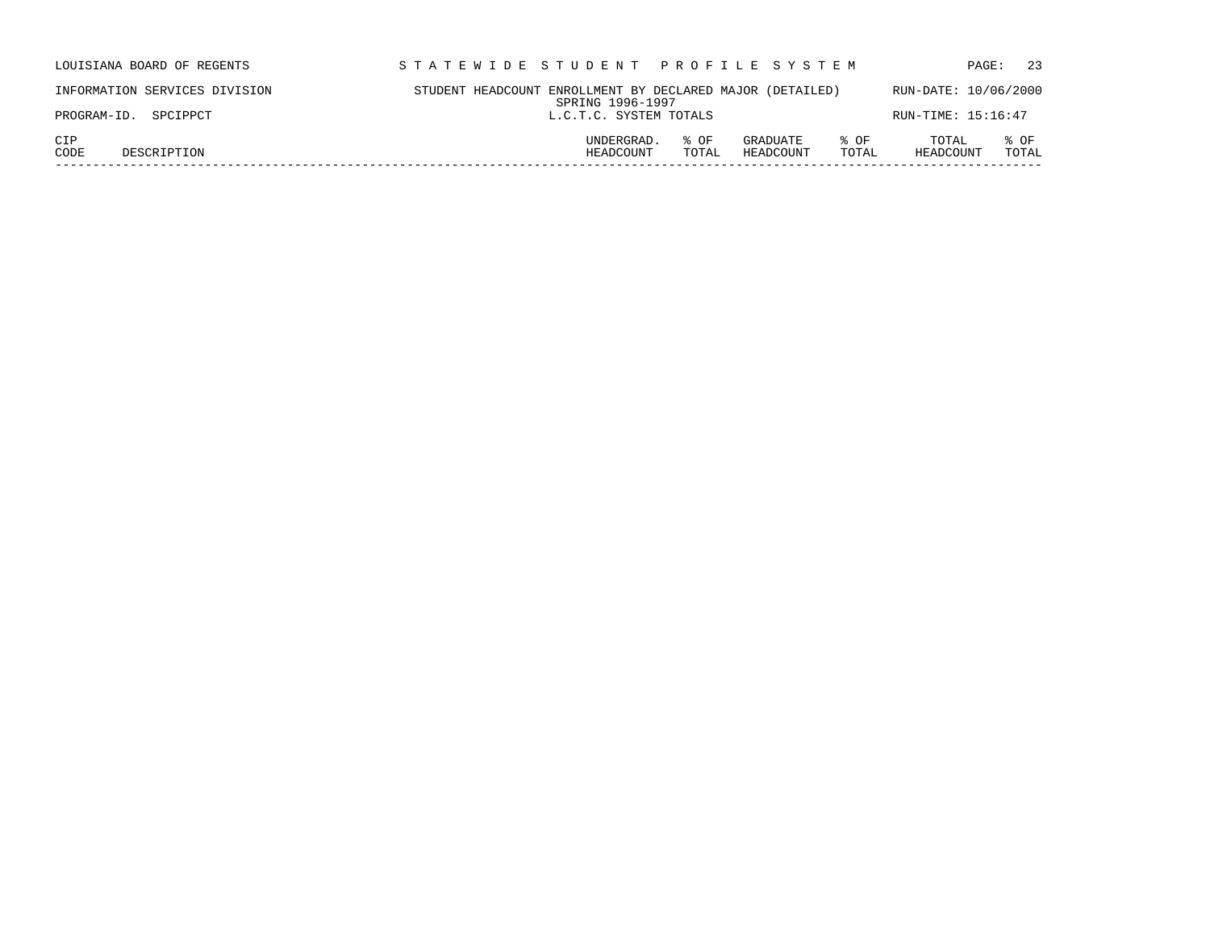STUDENT HEADCOUNT ENROLLMENT BY DECLARED MAJOR (DETAILED)
SPRING 1996-1997
L.C.T.C. SYSTEM TOTALS

| CIP CODE | DESCRIPTION | UNDERGRAD. HEADCOUNT | % OF TOTAL | GRADUATE HEADCOUNT | % OF TOTAL | TOTAL HEADCOUNT | % OF TOTAL |
|---|---|---|---|---|---|---|---|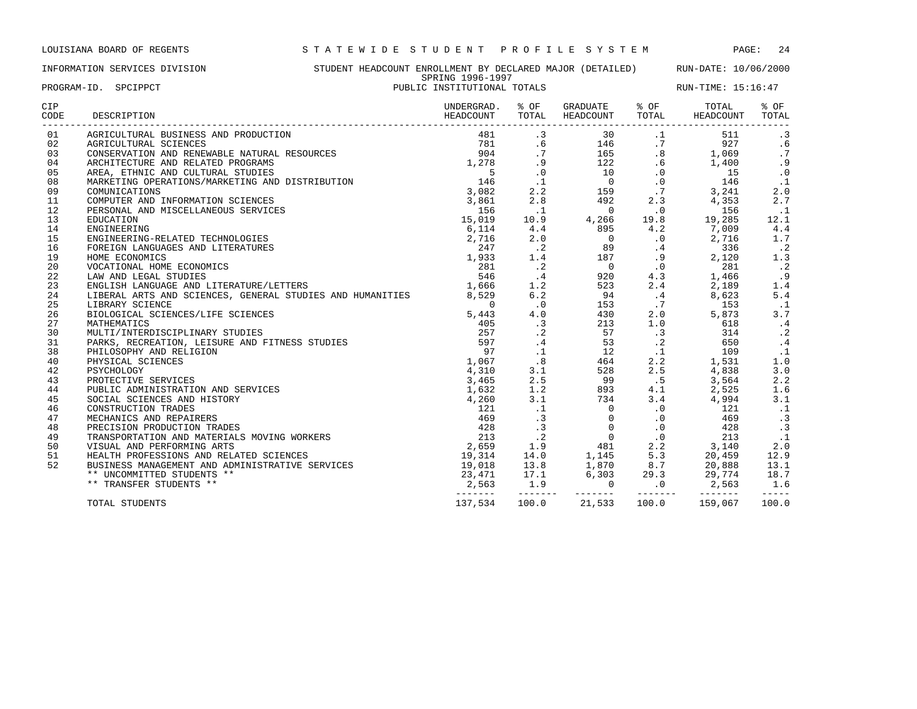LOUISIANA BOARD OF REGENTS — STATEWIDE STUDENT PROFILE SYSTEM

INFORMATION SERVICES DIVISION — STUDENT HEADCOUNT ENROLLMENT BY DECLARED MAJOR (DETAILED) — RUN-DATE: 10/06/2000

SPRING 1996-1997

PROGRAM-ID. SPCIPPCT — PUBLIC INSTITUTIONAL TOTALS — RUN-TIME: 15:16:47

| CIP CODE | DESCRIPTION | UNDERGRAD. HEADCOUNT | % OF TOTAL | GRADUATE HEADCOUNT | % OF TOTAL | TOTAL HEADCOUNT | % OF TOTAL |
|---|---|---|---|---|---|---|---|
| 01 | AGRICULTURAL BUSINESS AND PRODUCTION | 481 | .3 | 30 | .1 | 511 | .3 |
| 02 | AGRICULTURAL SCIENCES | 781 | .6 | 146 | .7 | 927 | .6 |
| 03 | CONSERVATION AND RENEWABLE NATURAL RESOURCES | 904 | .7 | 165 | .8 | 1,069 | .7 |
| 04 | ARCHITECTURE AND RELATED PROGRAMS | 1,278 | .9 | 122 | .6 | 1,400 | .9 |
| 05 | AREA, ETHNIC AND CULTURAL STUDIES | 5 | .0 | 10 | .0 | 15 | .0 |
| 08 | MARKETING OPERATIONS/MARKETING AND DISTRIBUTION | 146 | .1 | 0 | .0 | 146 | .1 |
| 09 | COMUNICATIONS | 3,082 | 2.2 | 159 | .7 | 3,241 | 2.0 |
| 11 | COMPUTER AND INFORMATION SCIENCES | 3,861 | 2.8 | 492 | 2.3 | 4,353 | 2.7 |
| 12 | PERSONAL AND MISCELLANEOUS SERVICES | 156 | .1 | 0 | .0 | 156 | .1 |
| 13 | EDUCATION | 15,019 | 10.9 | 4,266 | 19.8 | 19,285 | 12.1 |
| 14 | ENGINEERING | 6,114 | 4.4 | 895 | 4.2 | 7,009 | 4.4 |
| 15 | ENGINEERING-RELATED TECHNOLOGIES | 2,716 | 2.0 | 0 | .0 | 2,716 | 1.7 |
| 16 | FOREIGN LANGUAGES AND LITERATURES | 247 | .2 | 89 | .4 | 336 | .2 |
| 19 | HOME ECONOMICS | 1,933 | 1.4 | 187 | .9 | 2,120 | 1.3 |
| 20 | VOCATIONAL HOME ECONOMICS | 281 | .2 | 0 | .0 | 281 | .2 |
| 22 | LAW AND LEGAL STUDIES | 546 | .4 | 920 | 4.3 | 1,466 | .9 |
| 23 | ENGLISH LANGUAGE AND LITERATURE/LETTERS | 1,666 | 1.2 | 523 | 2.4 | 2,189 | 1.4 |
| 24 | LIBERAL ARTS AND SCIENCES, GENERAL STUDIES AND HUMANITIES | 8,529 | 6.2 | 94 | .4 | 8,623 | 5.4 |
| 25 | LIBRARY SCIENCE | 0 | .0 | 153 | .7 | 153 | .1 |
| 26 | BIOLOGICAL SCIENCES/LIFE SCIENCES | 5,443 | 4.0 | 430 | 2.0 | 5,873 | 3.7 |
| 27 | MATHEMATICS | 405 | .3 | 213 | 1.0 | 618 | .4 |
| 30 | MULTI/INTERDISCIPLINARY STUDIES | 257 | .2 | 57 | .3 | 314 | .2 |
| 31 | PARKS, RECREATION, LEISURE AND FITNESS STUDIES | 597 | .4 | 53 | .2 | 650 | .4 |
| 38 | PHILOSOPHY AND RELIGION | 97 | .1 | 12 | .1 | 109 | .1 |
| 40 | PHYSICAL SCIENCES | 1,067 | .8 | 464 | 2.2 | 1,531 | 1.0 |
| 42 | PSYCHOLOGY | 4,310 | 3.1 | 528 | 2.5 | 4,838 | 3.0 |
| 43 | PROTECTIVE SERVICES | 3,465 | 2.5 | 99 | .5 | 3,564 | 2.2 |
| 44 | PUBLIC ADMINISTRATION AND SERVICES | 1,632 | 1.2 | 893 | 4.1 | 2,525 | 1.6 |
| 45 | SOCIAL SCIENCES AND HISTORY | 4,260 | 3.1 | 734 | 3.4 | 4,994 | 3.1 |
| 46 | CONSTRUCTION TRADES | 121 | .1 | 0 | .0 | 121 | .1 |
| 47 | MECHANICS AND REPAIRERS | 469 | .3 | 0 | .0 | 469 | .3 |
| 48 | PRECISION PRODUCTION TRADES | 428 | .3 | 0 | .0 | 428 | .3 |
| 49 | TRANSPORTATION AND MATERIALS MOVING WORKERS | 213 | .2 | 0 | .0 | 213 | .1 |
| 50 | VISUAL AND PERFORMING ARTS | 2,659 | 1.9 | 481 | 2.2 | 3,140 | 2.0 |
| 51 | HEALTH PROFESSIONS AND RELATED SCIENCES | 19,314 | 14.0 | 1,145 | 5.3 | 20,459 | 12.9 |
| 52 | BUSINESS MANAGEMENT AND ADMINISTRATIVE SERVICES | 19,018 | 13.8 | 1,870 | 8.7 | 20,888 | 13.1 |
| | ** UNCOMMITTED STUDENTS ** | 23,471 | 17.1 | 6,303 | 29.3 | 29,774 | 18.7 |
| | ** TRANSFER STUDENTS ** | 2,563 | 1.9 | 0 | .0 | 2,563 | 1.6 |
| | TOTAL STUDENTS | 137,534 | 100.0 | 21,533 | 100.0 | 159,067 | 100.0 |